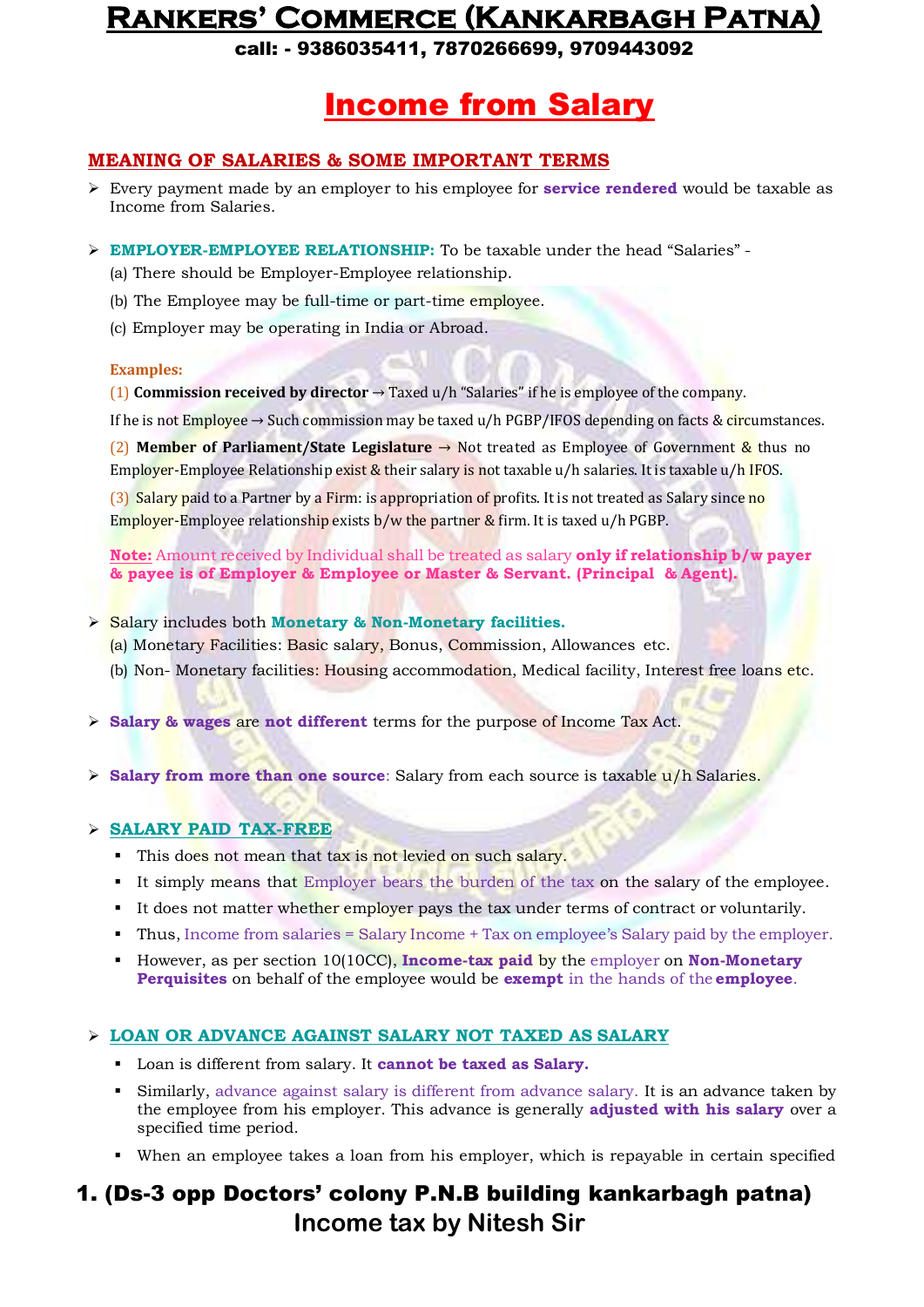# Income from Salary

## MEANING OF SALARIES & SOME IMPORTANT TERMS

- Every payment made by an employer to his employee for **service rendered** would be taxable as Income from Salaries.

- **EMPLOYER-EMPLOYEE RELATIONSHIP:** To be taxable under the head "Salaries" -
  (a) There should be Employer-Employee relationship.
  (b) The Employee may be full-time or part-time employee.
  (c) Employer may be operating in India or Abroad.

  **Examples:**

  (1) **Commission received by director** → Taxed u/h "Salaries" if he is employee of the company.

  If he is not Employee → Such commission may be taxed u/h PGBP/IFOS depending on facts & circumstances.

  (2) **Member of Parliament/State Legislature** → Not treated as Employee of Government & thus no Employer-Employee Relationship exist & their salary is not taxable u/h salaries. It is taxable u/h IFOS.

  (3) Salary paid to a Partner by a Firm: is appropriation of profits. It is not treated as Salary since no Employer-Employee relationship exists b/w the partner & firm. It is taxed u/h PGBP.

  **Note:** Amount received by Individual shall be treated as salary **only if relationship b/w payer & payee is of Employer & Employee or Master & Servant. (Principal & Agent).**

- Salary includes both **Monetary & Non-Monetary facilities.**
  (a) Monetary Facilities: Basic salary, Bonus, Commission, Allowances etc.
  (b) Non- Monetary facilities: Housing accommodation, Medical facility, Interest free loans etc.

- **Salary & wages** are **not different** terms for the purpose of Income Tax Act.

- **Salary from more than one source**: Salary from each source is taxable u/h Salaries.

- **SALARY PAID TAX-FREE**
  - This does not mean that tax is not levied on such salary.
  - It simply means that Employer bears the burden of the tax on the salary of the employee.
  - It does not matter whether employer pays the tax under terms of contract or voluntarily.
  - Thus, Income from salaries = Salary Income + Tax on employee's Salary paid by the employer.
  - However, as per section 10(10CC), **Income-tax paid** by the employer on **Non-Monetary Perquisites** on behalf of the employee would be **exempt** in the hands of the **employee**.

- **LOAN OR ADVANCE AGAINST SALARY NOT TAXED AS SALARY**
  - Loan is different from salary. It **cannot be taxed as Salary.**
  - Similarly, advance against salary is different from advance salary. It is an advance taken by the employee from his employer. This advance is generally **adjusted with his salary** over a specified time period.
  - When an employee takes a loan from his employer, which is repayable in certain specified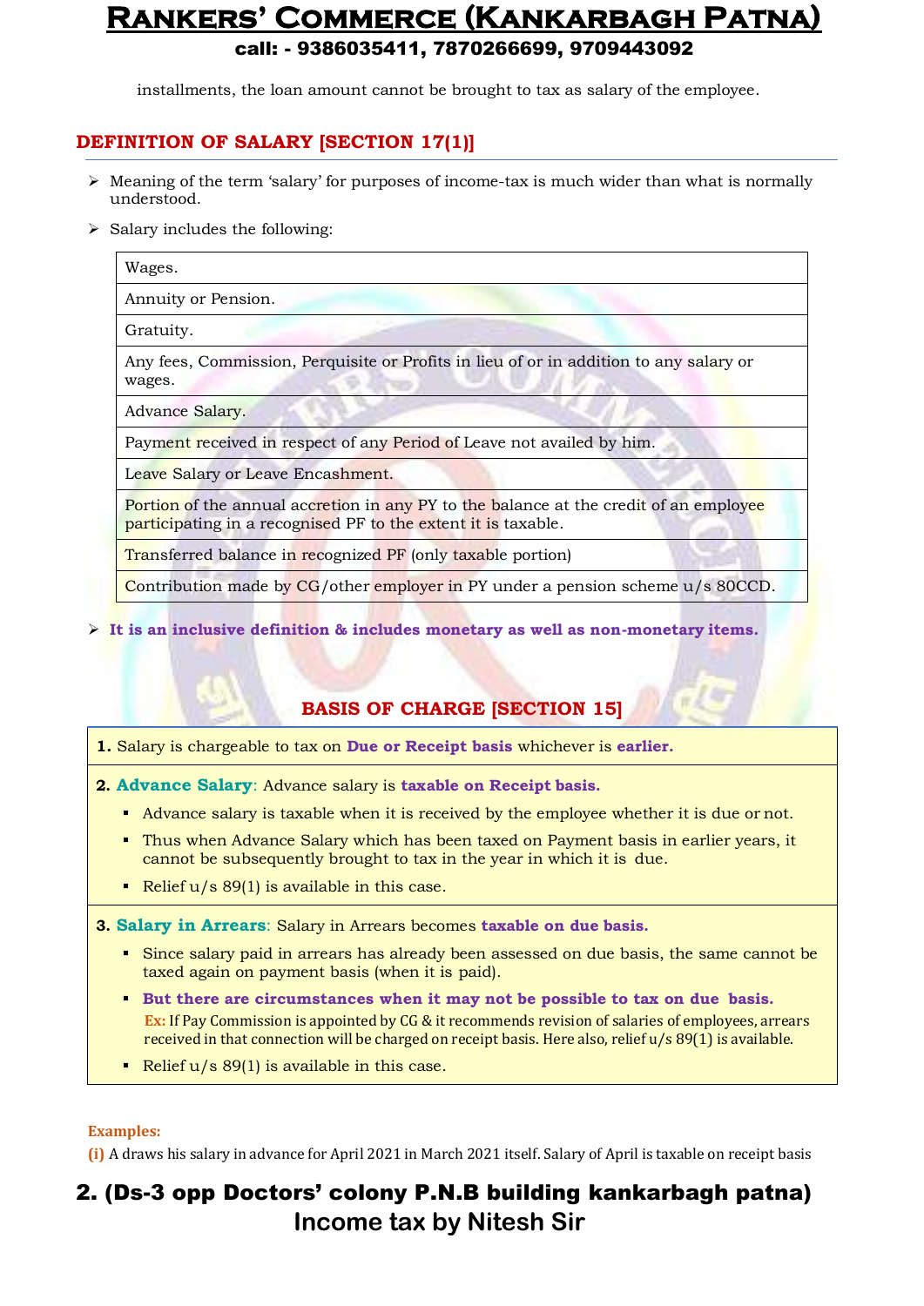installments, the loan amount cannot be brought to tax as salary of the employee.

## DEFINITION OF SALARY [SECTION 17(1)]

- Meaning of the term 'salary' for purposes of income-tax is much wider than what is normally understood.
- Salary includes the following:

| Salary includes |
|---|
| Wages. |
| Annuity or Pension. |
| Gratuity. |
| Any fees, Commission, Perquisite or Profits in lieu of or in addition to any salary or wages. |
| Advance Salary. |
| Payment received in respect of any Period of Leave not availed by him. |
| Leave Salary or Leave Encashment. |
| Portion of the annual accretion in any PY to the balance at the credit of an employee participating in a recognised PF to the extent it is taxable. |
| Transferred balance in recognized PF (only taxable portion) |
| Contribution made by CG/other employer in PY under a pension scheme u/s 80CCD. |

- **It is an inclusive definition & includes monetary as well as non-monetary items.**

## BASIS OF CHARGE [SECTION 15]

**1.** Salary is chargeable to tax on **Due or Receipt basis** whichever is **earlier.**

**2. Advance Salary**: Advance salary is **taxable on Receipt basis.**

- Advance salary is taxable when it is received by the employee whether it is due or not.
- Thus when Advance Salary which has been taxed on Payment basis in earlier years, it cannot be subsequently brought to tax in the year in which it is due.
- Relief u/s 89(1) is available in this case.

**3. Salary in Arrears**: Salary in Arrears becomes **taxable on due basis.**

- Since salary paid in arrears has already been assessed on due basis, the same cannot be taxed again on payment basis (when it is paid).
- **But there are circumstances when it may not be possible to tax on due basis.**
  **Ex:** If Pay Commission is appointed by CG & it recommends revision of salaries of employees, arrears received in that connection will be charged on receipt basis. Here also, relief u/s 89(1) is available.
- Relief u/s 89(1) is available in this case.

**Examples:**

**(i)** A draws his salary in advance for April 2021 in March 2021 itself. Salary of April is taxable on receipt basis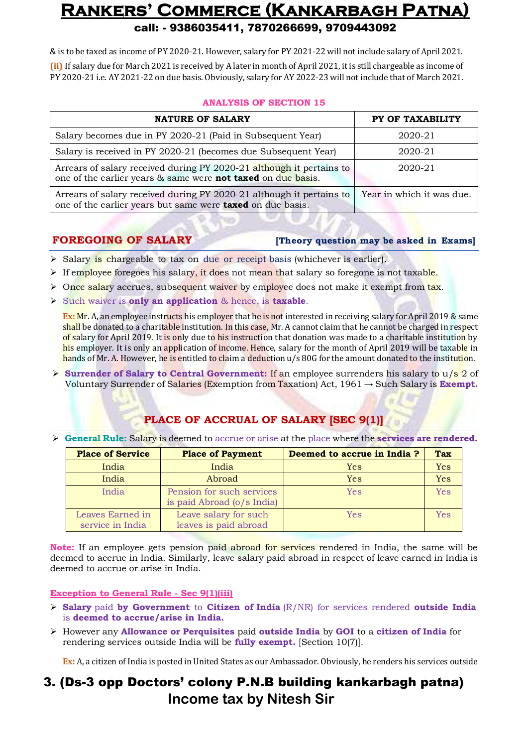& is to be taxed as income of PY 2020-21. However, salary for PY 2021-22 will not include salary of April 2021.

**(ii)** If salary due for March 2021 is received by A later in month of April 2021, it is still chargeable as income of PY 2020-21 i.e. AY 2021-22 on due basis. Obviously, salary for AY 2022-23 will not include that of March 2021.

### ANALYSIS OF SECTION 15

| NATURE OF SALARY | PY OF TAXABILITY |
|---|---|
| Salary becomes due in PY 2020-21 (Paid in Subsequent Year) | 2020-21 |
| Salary is received in PY 2020-21 (becomes due Subsequent Year) | 2020-21 |
| Arrears of salary received during PY 2020-21 although it pertains to one of the earlier years & same were **not taxed** on due basis. | 2020-21 |
| Arrears of salary received during PY 2020-21 although it pertains to one of the earlier years but same were **taxed** on due basis. | Year in which it was due. |

## FOREGOING OF SALARY

**[Theory question may be asked in Exams]**

- Salary is chargeable to tax on due or receipt basis (whichever is earlier).
- If employee foregoes his salary, it does not mean that salary so foregone is not taxable.
- Once salary accrues, subsequent waiver by employee does not make it exempt from tax.
- Such waiver is **only an application** & hence, is **taxable**.

**Ex:** Mr. A, an employee instructs his employer that he is not interested in receiving salary for April 2019 & same shall be donated to a charitable institution. In this case, Mr. A cannot claim that he cannot be charged in respect of salary for April 2019. It is only due to his instruction that donation was made to a charitable institution by his employer. It is only an application of income. Hence, salary for the month of April 2019 will be taxable in hands of Mr. A. However, he is entitled to claim a deduction u/s 80G for the amount donated to the institution.

- **Surrender of Salary to Central Government:** If an employee surrenders his salary to u/s 2 of Voluntary Surrender of Salaries (Exemption from Taxation) Act, 1961 → Such Salary is **Exempt.**

## PLACE OF ACCRUAL OF SALARY [SEC 9(1)]

- **General Rule:** Salary is deemed to accrue or arise at the place where the **services are rendered.**

| Place of Service | Place of Payment | Deemed to accrue in India ? | Tax |
|---|---|---|---|
| India | India | Yes | Yes |
| India | Abroad | Yes | Yes |
| India | Pension for such services is paid Abroad (o/s India) | Yes | Yes |
| Leaves Earned in service in India | Leave salary for such leaves is paid abroad | Yes | Yes |

**Note:** If an employee gets pension paid abroad for services rendered in India, the same will be deemed to accrue in India. Similarly, leave salary paid abroad in respect of leave earned in India is deemed to accrue or arise in India.

**Exception to General Rule - Sec 9(1)(iii)**

- **Salary** paid **by Government** to **Citizen of India** (R/NR) for services rendered **outside India** is **deemed to accrue/arise in India.**
- However any **Allowance or Perquisites** paid **outside India** by **GOI** to a **citizen of India** for rendering services outside India will be **fully exempt.** [Section 10(7)].

**Ex:** A, a citizen of India is posted in United States as our Ambassador. Obviously, he renders his services outside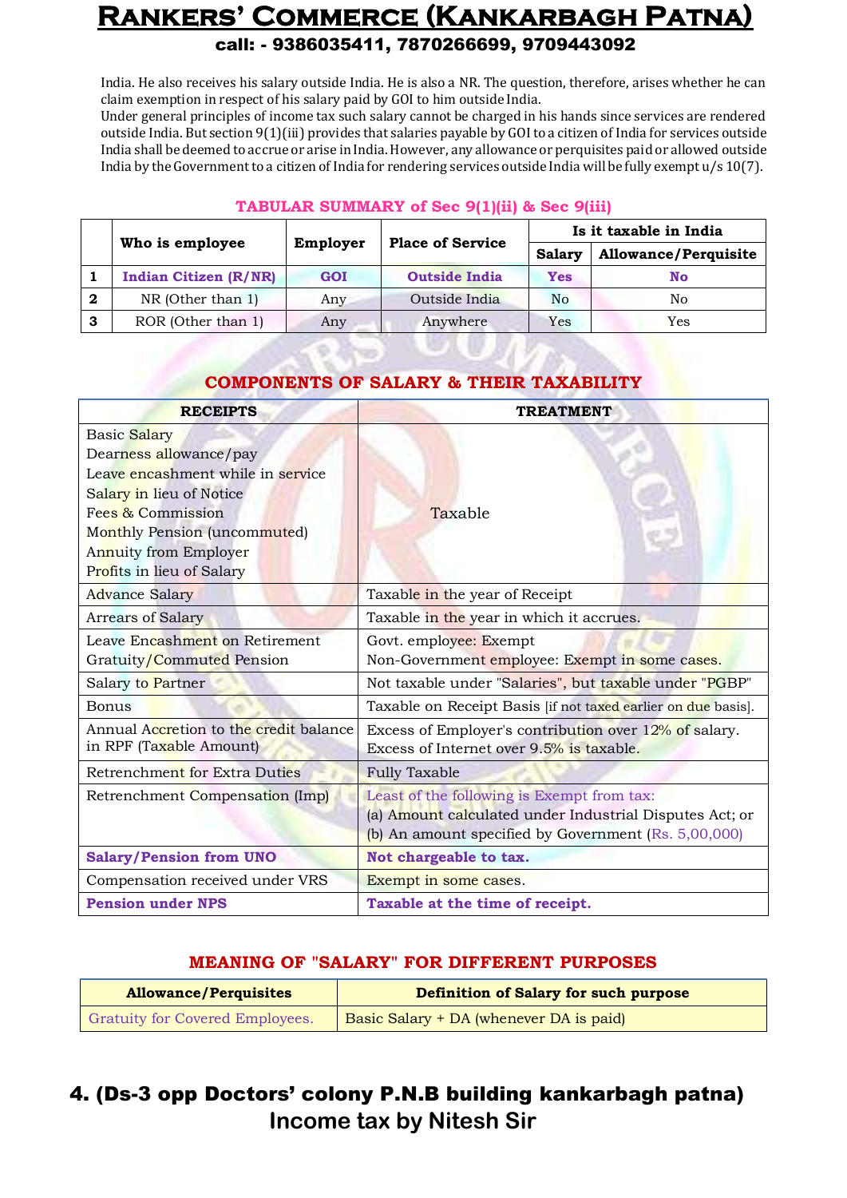India. He also receives his salary outside India. He is also a NR. The question, therefore, arises whether he can claim exemption in respect of his salary paid by GOI to him outside India.

Under general principles of income tax such salary cannot be charged in his hands since services are rendered outside India. But section 9(1)(iii) provides that salaries payable by GOI to a citizen of India for services outside India shall be deemed to accrue or arise in India. However, any allowance or perquisites paid or allowed outside India by the Government to a citizen of India for rendering services outside India will be fully exempt u/s 10(7).

### TABULAR SUMMARY of Sec 9(1)(ii) & Sec 9(iii)

| | Who is employee | Employer | Place of Service | Is it taxable in India | |
|---|---|---|---|---|---|
| | | | | Salary | Allowance/Perquisite |
| 1 | **Indian Citizen (R/NR)** | **GOI** | **Outside India** | **Yes** | **No** |
| 2 | NR (Other than 1) | Any | Outside India | No | No |
| 3 | ROR (Other than 1) | Any | Anywhere | Yes | Yes |

### COMPONENTS OF SALARY & THEIR TAXABILITY

| RECEIPTS | TREATMENT |
|---|---|
| Basic Salary<br>Dearness allowance/pay<br>Leave encashment while in service<br>Salary in lieu of Notice<br>Fees & Commission<br>Monthly Pension (uncommuted)<br>Annuity from Employer<br>Profits in lieu of Salary | Taxable |
| Advance Salary | Taxable in the year of Receipt |
| Arrears of Salary | Taxable in the year in which it accrues. |
| Leave Encashment on Retirement<br>Gratuity/Commuted Pension | Govt. employee: Exempt<br>Non-Government employee: Exempt in some cases. |
| Salary to Partner | Not taxable under "Salaries", but taxable under "PGBP" |
| Bonus | Taxable on Receipt Basis [if not taxed earlier on due basis]. |
| Annual Accretion to the credit balance in RPF (Taxable Amount) | Excess of Employer's contribution over 12% of salary.<br>Excess of Internet over 9.5% is taxable. |
| Retrenchment for Extra Duties | Fully Taxable |
| Retrenchment Compensation (Imp) | Least of the following is Exempt from tax:<br>(a) Amount calculated under Industrial Disputes Act; or<br>(b) An amount specified by Government (Rs. 5,00,000) |
| **Salary/Pension from UNO** | **Not chargeable to tax.** |
| Compensation received under VRS | Exempt in some cases. |
| **Pension under NPS** | **Taxable at the time of receipt.** |

### MEANING OF "SALARY" FOR DIFFERENT PURPOSES

| Allowance/Perquisites | Definition of Salary for such purpose |
|---|---|
| Gratuity for Covered Employees. | Basic Salary + DA (whenever DA is paid) |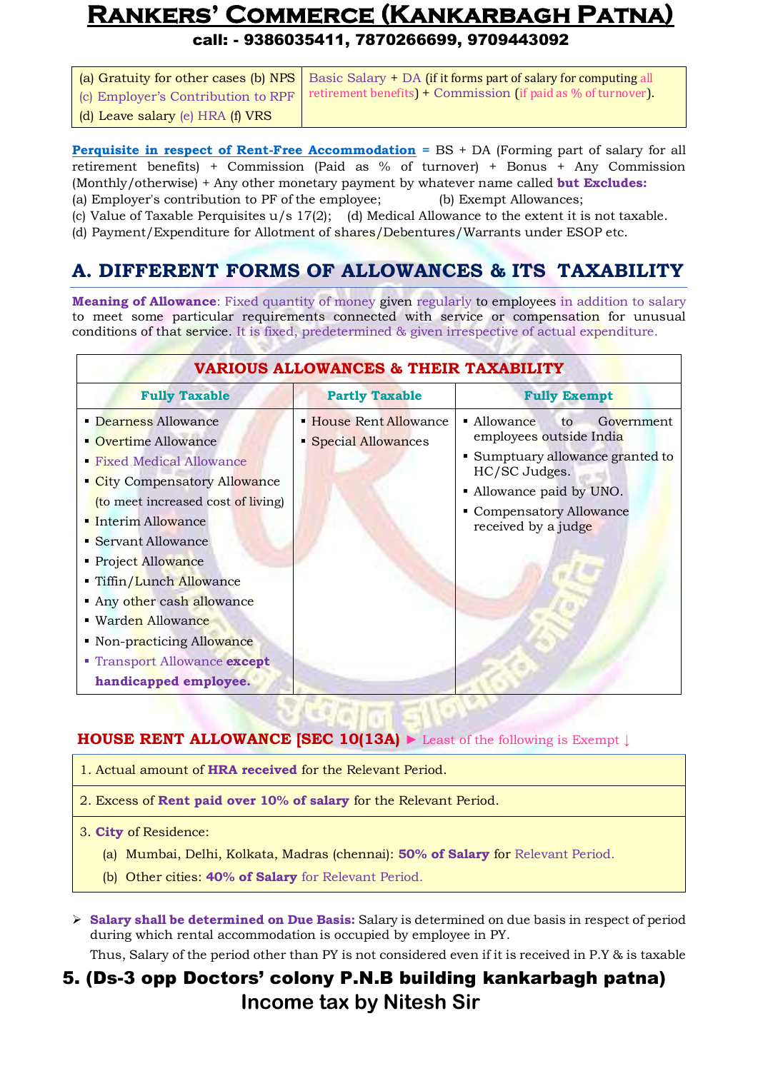| (a) Gratuity for other cases (b) NPS (c) Employer's Contribution to RPF (d) Leave salary (e) HRA (f) VRS | Basic Salary + DA (if it forms part of salary for computing all retirement benefits) + Commission (if paid as % of turnover). |
|---|---|

**Perquisite in respect of Rent-Free Accommodation** = BS + DA (Forming part of salary for all retirement benefits) + Commission (Paid as % of turnover) + Bonus + Any Commission (Monthly/otherwise) + Any other monetary payment by whatever name called **but Excludes:**

(a) Employer's contribution to PF of the employee; (b) Exempt Allowances;
(c) Value of Taxable Perquisites u/s 17(2); (d) Medical Allowance to the extent it is not taxable.
(d) Payment/Expenditure for Allotment of shares/Debentures/Warrants under ESOP etc.

## A. DIFFERENT FORMS OF ALLOWANCES & ITS TAXABILITY

**Meaning of Allowance**: Fixed quantity of money given regularly to employees in addition to salary to meet some particular requirements connected with service or compensation for unusual conditions of that service. It is fixed, predetermined & given irrespective of actual expenditure.

**VARIOUS ALLOWANCES & THEIR TAXABILITY**

| Fully Taxable | Partly Taxable | Fully Exempt |
|---|---|---|
| ▪ Dearness Allowance<br>▪ Overtime Allowance<br>▪ Fixed Medical Allowance<br>▪ City Compensatory Allowance (to meet increased cost of living)<br>▪ Interim Allowance<br>▪ Servant Allowance<br>▪ Project Allowance<br>▪ Tiffin/Lunch Allowance<br>▪ Any other cash allowance<br>▪ Warden Allowance<br>▪ Non-practicing Allowance<br>▪ Transport Allowance **except handicapped employee.** | ▪ House Rent Allowance<br>▪ Special Allowances | ▪ Allowance to Government employees outside India<br>▪ Sumptuary allowance granted to HC/SC Judges.<br>▪ Allowance paid by UNO.<br>▪ Compensatory Allowance received by a judge |

### HOUSE RENT ALLOWANCE [SEC 10(13A) ► Least of the following is Exempt ↓

1. Actual amount of **HRA received** for the Relevant Period.
2. Excess of **Rent paid over 10% of salary** for the Relevant Period.
3. **City** of Residence:
   (a) Mumbai, Delhi, Kolkata, Madras (chennai): **50% of Salary** for Relevant Period.
   (b) Other cities: **40% of Salary** for Relevant Period.

➢ **Salary shall be determined on Due Basis:** Salary is determined on due basis in respect of period during which rental accommodation is occupied by employee in PY.

Thus, Salary of the period other than PY is not considered even if it is received in P.Y & is taxable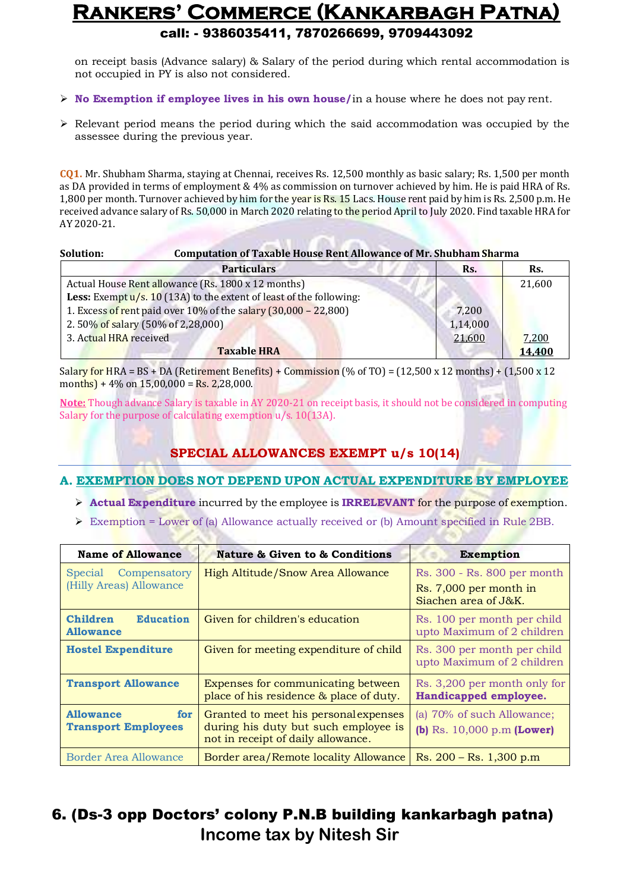on receipt basis (Advance salary) & Salary of the period during which rental accommodation is not occupied in PY is also not considered.

- **No Exemption if employee lives in his own house/** in a house where he does not pay rent.
- Relevant period means the period during which the said accommodation was occupied by the assessee during the previous year.

**CQ1.** Mr. Shubham Sharma, staying at Chennai, receives Rs. 12,500 monthly as basic salary; Rs. 1,500 per month as DA provided in terms of employment & 4% as commission on turnover achieved by him. He is paid HRA of Rs. 1,800 per month. Turnover achieved by him for the year is Rs. 15 Lacs. House rent paid by him is Rs. 2,500 p.m. He received advance salary of Rs. 50,000 in March 2020 relating to the period April to July 2020. Find taxable HRA for AY 2020-21.

**Solution:** **Computation of Taxable House Rent Allowance of Mr. Shubham Sharma**

| Particulars | Rs. | Rs. |
|---|---|---|
| Actual House Rent allowance (Rs. 1800 x 12 months) | | 21,600 |
| **Less:** Exempt u/s. 10 (13A) to the extent of least of the following: | | |
| 1. Excess of rent paid over 10% of the salary (30,000 – 22,800) | 7,200 | |
| 2. 50% of salary (50% of 2,28,000) | 1,14,000 | |
| 3. Actual HRA received | 21,600 | 7,200 |
| **Taxable HRA** | | **14,400** |

Salary for HRA = BS + DA (Retirement Benefits) + Commission (% of TO) = (12,500 x 12 months) + (1,500 x 12 months) + 4% on 15,00,000 = Rs. 2,28,000.

**Note:** Though advance Salary is taxable in AY 2020-21 on receipt basis, it should not be considered in computing Salary for the purpose of calculating exemption u/s. 10(13A).

## SPECIAL ALLOWANCES EXEMPT u/s 10(14)

### A. EXEMPTION DOES NOT DEPEND UPON ACTUAL EXPENDITURE BY EMPLOYEE

- **Actual Expenditure** incurred by the employee is **IRRELEVANT** for the purpose of exemption.
- Exemption = Lower of (a) Allowance actually received or (b) Amount specified in Rule 2BB.

| Name of Allowance | Nature & Given to & Conditions | Exemption |
|---|---|---|
| Special Compensatory (Hilly Areas) Allowance | High Altitude/Snow Area Allowance | Rs. 300 - Rs. 800 per month<br>Rs. 7,000 per month in Siachen area of J&K. |
| **Children Education Allowance** | Given for children's education | Rs. 100 per month per child upto Maximum of 2 children |
| **Hostel Expenditure** | Given for meeting expenditure of child | Rs. 300 per month per child upto Maximum of 2 children |
| **Transport Allowance** | Expenses for communicating between place of his residence & place of duty. | Rs. 3,200 per month only for **Handicapped employee.** |
| **Allowance for Transport Employees** | Granted to meet his personal expenses during his duty but such employee is not in receipt of daily allowance. | (a) 70% of such Allowance;<br>**(b)** Rs. 10,000 p.m **(Lower)** |
| Border Area Allowance | Border area/Remote locality Allowance | Rs. 200 – Rs. 1,300 p.m |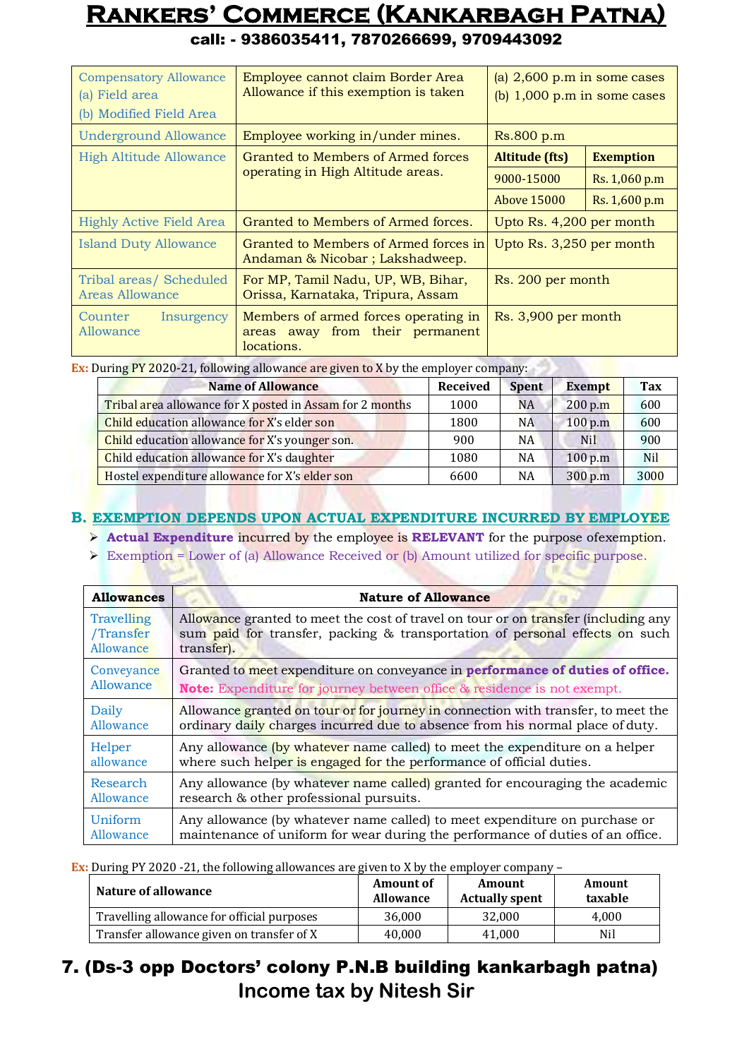| Compensatory Allowance (a) Field area (b) Modified Field Area | Employee cannot claim Border Area Allowance if this exemption is taken | (a) 2,600 p.m in some cases (b) 1,000 p.m in some cases | |
|---|---|---|---|
| Underground Allowance | Employee working in/under mines. | Rs.800 p.m | |
| High Altitude Allowance | Granted to Members of Armed forces operating in High Altitude areas. | **Altitude (fts)** | **Exemption** |
| | | 9000-15000 | Rs. 1,060 p.m |
| | | Above 15000 | Rs. 1,600 p.m |
| Highly Active Field Area | Granted to Members of Armed forces. | Upto Rs. 4,200 per month | |
| Island Duty Allowance | Granted to Members of Armed forces in Andaman & Nicobar ; Lakshadweep. | Upto Rs. 3,250 per month | |
| Tribal areas/ Scheduled Areas Allowance | For MP, Tamil Nadu, UP, WB, Bihar, Orissa, Karnataka, Tripura, Assam | Rs. 200 per month | |
| Counter Insurgency Allowance | Members of armed forces operating in areas away from their permanent locations. | Rs. 3,900 per month | |

**Ex:** During PY 2020-21, following allowance are given to X by the employer company:

| Name of Allowance | Received | Spent | Exempt | Tax |
|---|---|---|---|---|
| Tribal area allowance for X posted in Assam for 2 months | 1000 | NA | 200 p.m | 600 |
| Child education allowance for X's elder son | 1800 | NA | 100 p.m | 600 |
| Child education allowance for X's younger son. | 900 | NA | Nil | 900 |
| Child education allowance for X's daughter | 1080 | NA | 100 p.m | Nil |
| Hostel expenditure allowance for X's elder son | 6600 | NA | 300 p.m | 3000 |

## B. EXEMPTION DEPENDS UPON ACTUAL EXPENDITURE INCURRED BY EMPLOYEE

- **Actual Expenditure** incurred by the employee is **RELEVANT** for the purpose ofexemption.
- Exemption = Lower of (a) Allowance Received or (b) Amount utilized for specific purpose.

| Allowances | Nature of Allowance |
|---|---|
| Travelling /Transfer Allowance | Allowance granted to meet the cost of travel on tour or on transfer (including any sum paid for transfer, packing & transportation of personal effects on such transfer). |
| Conveyance Allowance | Granted to meet expenditure on conveyance in **performance of duties of office.** **Note:** Expenditure for journey between office & residence is not exempt. |
| Daily Allowance | Allowance granted on tour or for journey in connection with transfer, to meet the ordinary daily charges incurred due to absence from his normal place of duty. |
| Helper allowance | Any allowance (by whatever name called) to meet the expenditure on a helper where such helper is engaged for the performance of official duties. |
| Research Allowance | Any allowance (by whatever name called) granted for encouraging the academic research & other professional pursuits. |
| Uniform Allowance | Any allowance (by whatever name called) to meet expenditure on purchase or maintenance of uniform for wear during the performance of duties of an office. |

**Ex:** During PY 2020 -21, the following allowances are given to X by the employer company –

| Nature of allowance | Amount of Allowance | Amount Actually spent | Amount taxable |
|---|---|---|---|
| Travelling allowance for official purposes | 36,000 | 32,000 | 4,000 |
| Transfer allowance given on transfer of X | 40,000 | 41,000 | Nil |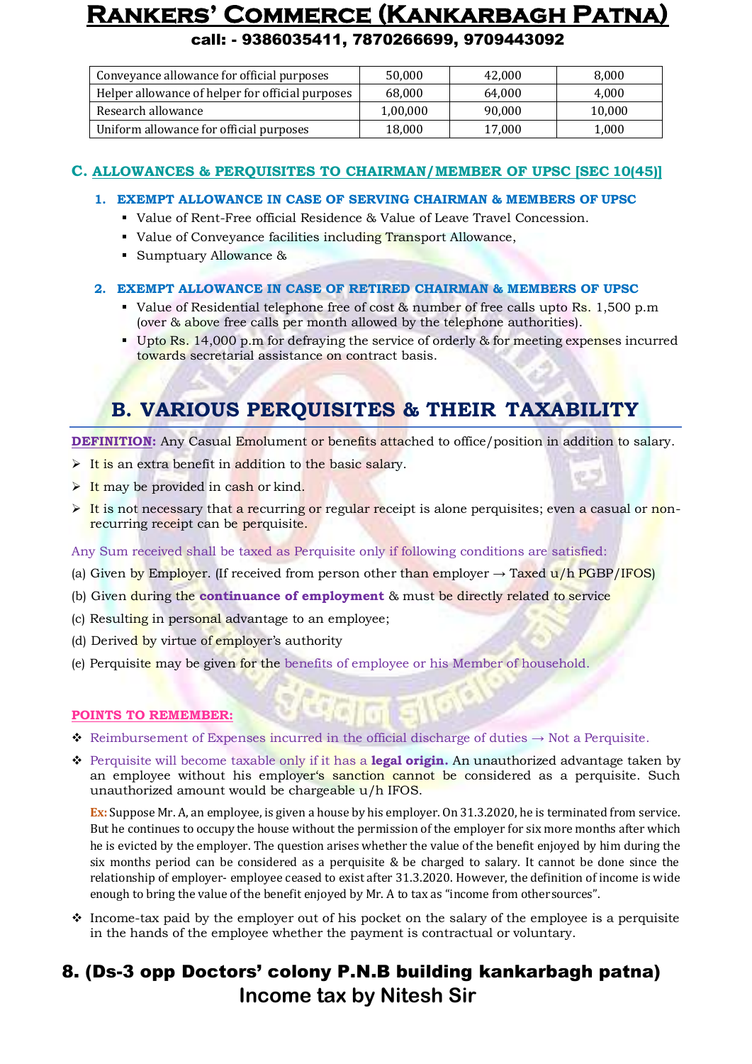| | | | |
|---|---|---|---|
| Conveyance allowance for official purposes | 50,000 | 42,000 | 8,000 |
| Helper allowance of helper for official purposes | 68,000 | 64,000 | 4,000 |
| Research allowance | 1,00,000 | 90,000 | 10,000 |
| Uniform allowance for official purposes | 18,000 | 17,000 | 1,000 |

### C. ALLOWANCES & PERQUISITES TO CHAIRMAN/MEMBER OF UPSC [SEC 10(45)]

1. **EXEMPT ALLOWANCE IN CASE OF SERVING CHAIRMAN & MEMBERS OF UPSC**
   - Value of Rent-Free official Residence & Value of Leave Travel Concession.
   - Value of Conveyance facilities including Transport Allowance,
   - Sumptuary Allowance &

2. **EXEMPT ALLOWANCE IN CASE OF RETIRED CHAIRMAN & MEMBERS OF UPSC**
   - Value of Residential telephone free of cost & number of free calls upto Rs. 1,500 p.m (over & above free calls per month allowed by the telephone authorities).
   - Upto Rs. 14,000 p.m for defraying the service of orderly & for meeting expenses incurred towards secretarial assistance on contract basis.

## B. VARIOUS PERQUISITES & THEIR TAXABILITY

**DEFINITION:** Any Casual Emolument or benefits attached to office/position in addition to salary.

- It is an extra benefit in addition to the basic salary.
- It may be provided in cash or kind.
- It is not necessary that a recurring or regular receipt is alone perquisites; even a casual or non-recurring receipt can be perquisite.

Any Sum received shall be taxed as Perquisite only if following conditions are satisfied:

(a) Given by Employer. (If received from person other than employer → Taxed u/h PGBP/IFOS)

(b) Given during the **continuance of employment** & must be directly related to service

(c) Resulting in personal advantage to an employee;

(d) Derived by virtue of employer's authority

(e) Perquisite may be given for the benefits of employee or his Member of household.

**POINTS TO REMEMBER:**

- Reimbursement of Expenses incurred in the official discharge of duties → Not a Perquisite.
- Perquisite will become taxable only if it has a **legal origin.** An unauthorized advantage taken by an employee without his employer's sanction cannot be considered as a perquisite. Such unauthorized amount would be chargeable u/h IFOS.

  **Ex:** Suppose Mr. A, an employee, is given a house by his employer. On 31.3.2020, he is terminated from service. But he continues to occupy the house without the permission of the employer for six more months after which he is evicted by the employer. The question arises whether the value of the benefit enjoyed by him during the six months period can be considered as a perquisite & be charged to salary. It cannot be done since the relationship of employer- employee ceased to exist after 31.3.2020. However, the definition of income is wide enough to bring the value of the benefit enjoyed by Mr. A to tax as "income from other sources".

- Income-tax paid by the employer out of his pocket on the salary of the employee is a perquisite in the hands of the employee whether the payment is contractual or voluntary.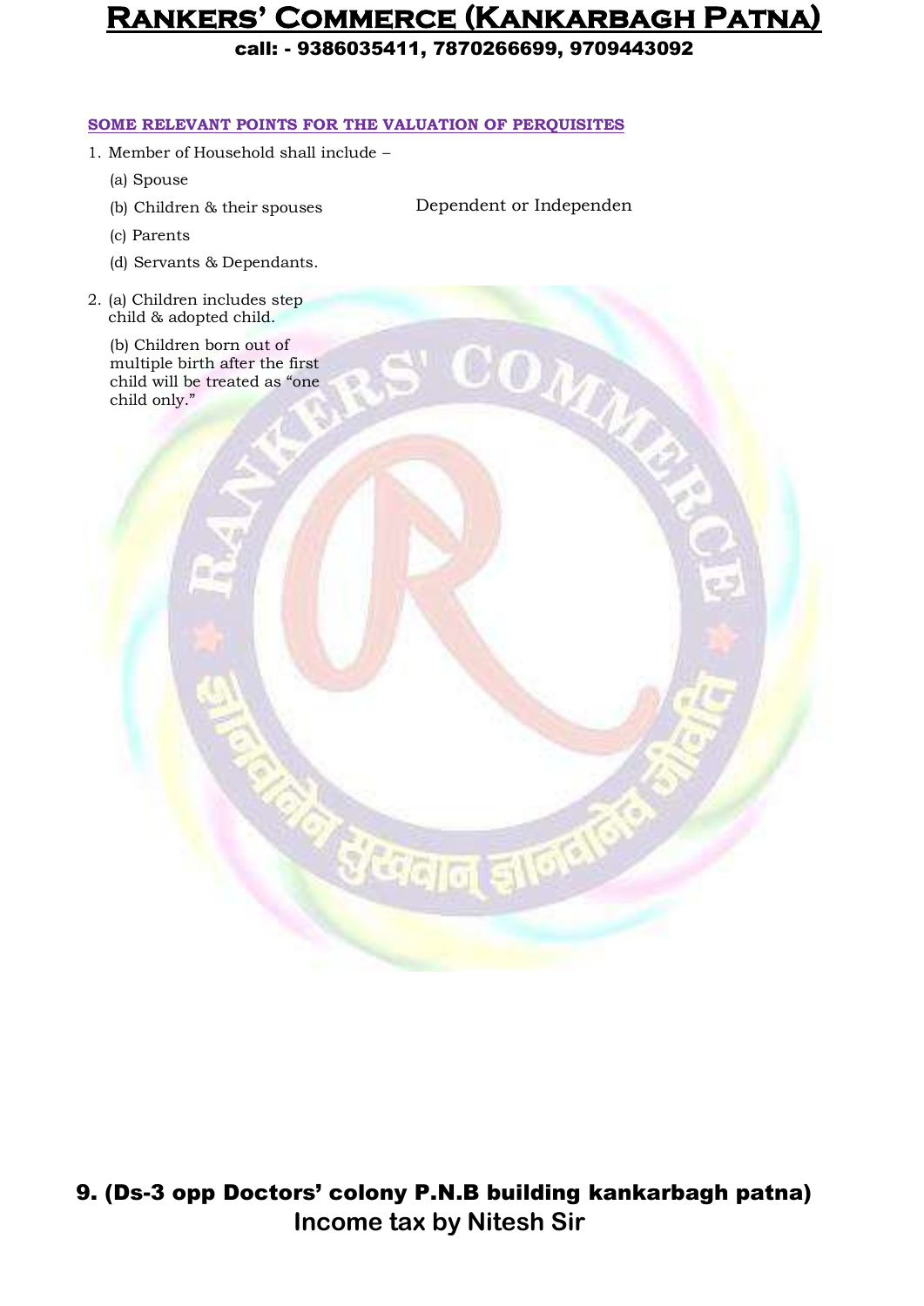## SOME RELEVANT POINTS FOR THE VALUATION OF PERQUISITES

1. Member of Household shall include –

   (a) Spouse

   (b) Children & their spouses — Dependent or Independen

   (c) Parents

   (d) Servants & Dependants.

2. (a) Children includes step child & adopted child.

   (b) Children born out of multiple birth after the first child will be treated as "one child only."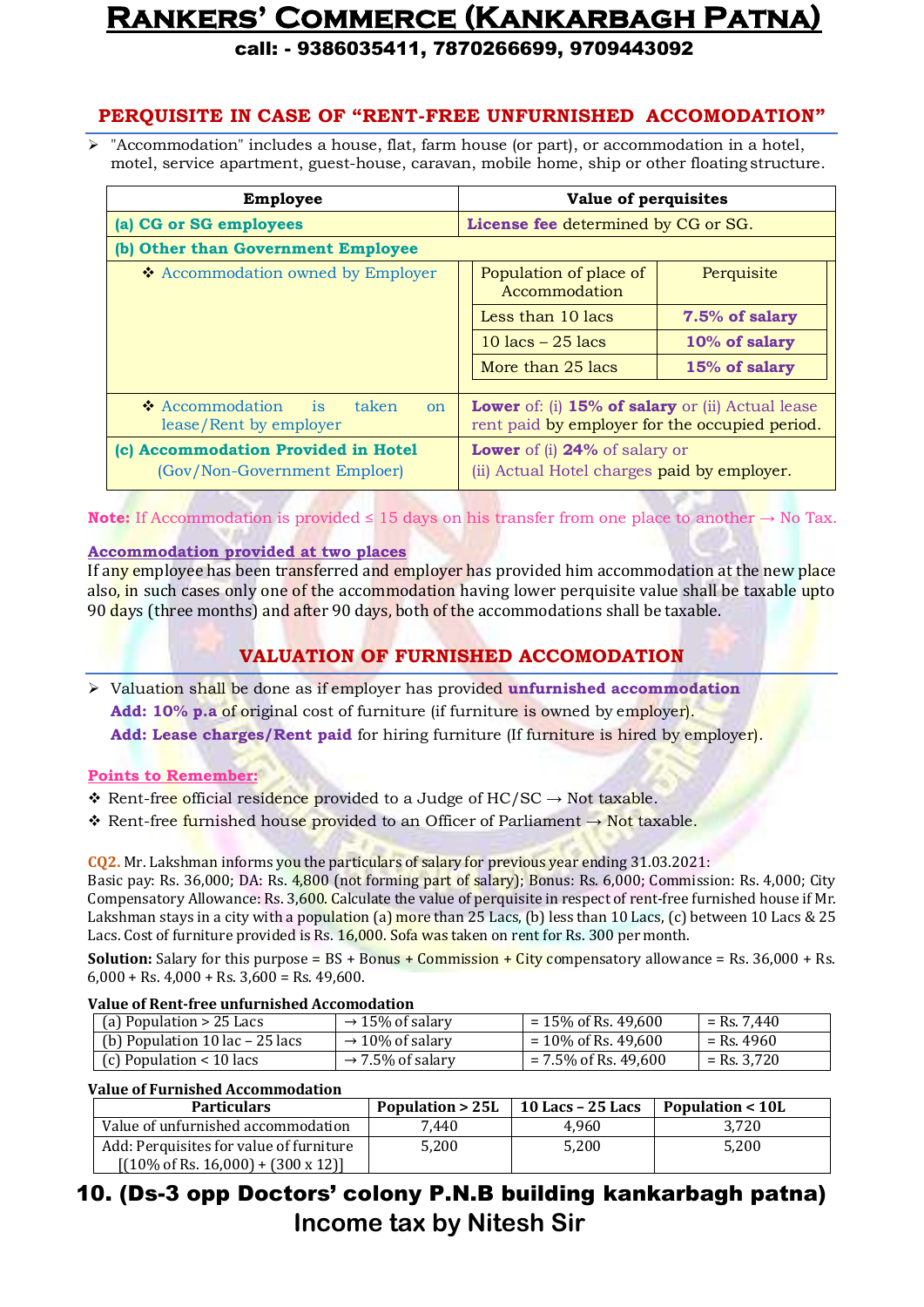## PERQUISITE IN CASE OF "RENT-FREE UNFURNISHED ACCOMODATION"

- "Accommodation" includes a house, flat, farm house (or part), or accommodation in a hotel, motel, service apartment, guest-house, caravan, mobile home, ship or other floating structure.

| Employee | Value of perquisites | |
|---|---|---|
| **(a) CG or SG employees** | **License fee** determined by CG or SG. | |
| **(b) Other than Government Employee** | | |
| ❖ Accommodation owned by Employer | Population of place of Accommodation | Perquisite |
| | Less than 10 lacs | **7.5% of salary** |
| | 10 lacs – 25 lacs | **10% of salary** |
| | More than 25 lacs | **15% of salary** |
| ❖ Accommodation is taken on lease/Rent by employer | **Lower** of: (i) **15% of salary** or (ii) Actual lease rent paid by employer for the occupied period. | |
| **(c) Accommodation Provided in Hotel** (Gov/Non-Government Emploer) | **Lower** of (i) **24%** of salary or (ii) Actual Hotel charges paid by employer. | |

**Note:** If Accommodation is provided ≤ 15 days on his transfer from one place to another → No Tax.

**Accommodation provided at two places**

If any employee has been transferred and employer has provided him accommodation at the new place also, in such cases only one of the accommodation having lower perquisite value shall be taxable upto 90 days (three months) and after 90 days, both of the accommodations shall be taxable.

## VALUATION OF FURNISHED ACCOMODATION

- Valuation shall be done as if employer has provided **unfurnished accommodation**
  **Add: 10% p.a** of original cost of furniture (if furniture is owned by employer).
  **Add: Lease charges/Rent paid** for hiring furniture (If furniture is hired by employer).

**Points to Remember:**

❖ Rent-free official residence provided to a Judge of HC/SC → Not taxable.
❖ Rent-free furnished house provided to an Officer of Parliament → Not taxable.

**CQ2.** Mr. Lakshman informs you the particulars of salary for previous year ending 31.03.2021:
Basic pay: Rs. 36,000; DA: Rs. 4,800 (not forming part of salary); Bonus: Rs. 6,000; Commission: Rs. 4,000; City Compensatory Allowance: Rs. 3,600. Calculate the value of perquisite in respect of rent-free furnished house if Mr. Lakshman stays in a city with a population (a) more than 25 Lacs, (b) less than 10 Lacs, (c) between 10 Lacs & 25 Lacs. Cost of furniture provided is Rs. 16,000. Sofa was taken on rent for Rs. 300 per month.

**Solution:** Salary for this purpose = BS + Bonus + Commission + City compensatory allowance = Rs. 36,000 + Rs. 6,000 + Rs. 4,000 + Rs. 3,600 = Rs. 49,600.

**Value of Rent-free unfurnished Accomodation**

| | | | |
|---|---|---|---|
| (a) Population > 25 Lacs | → 15% of salary | = 15% of Rs. 49,600 | = Rs. 7,440 |
| (b) Population 10 lac – 25 lacs | → 10% of salary | = 10% of Rs. 49,600 | = Rs. 4960 |
| (c) Population < 10 lacs | → 7.5% of salary | = 7.5% of Rs. 49,600 | = Rs. 3,720 |

**Value of Furnished Accommodation**

| Particulars | Population > 25L | 10 Lacs – 25 Lacs | Population < 10L |
|---|---|---|---|
| Value of unfurnished accommodation | 7,440 | 4,960 | 3,720 |
| Add: Perquisites for value of furniture [(10% of Rs. 16,000) + (300 x 12)] | 5,200 | 5,200 | 5,200 |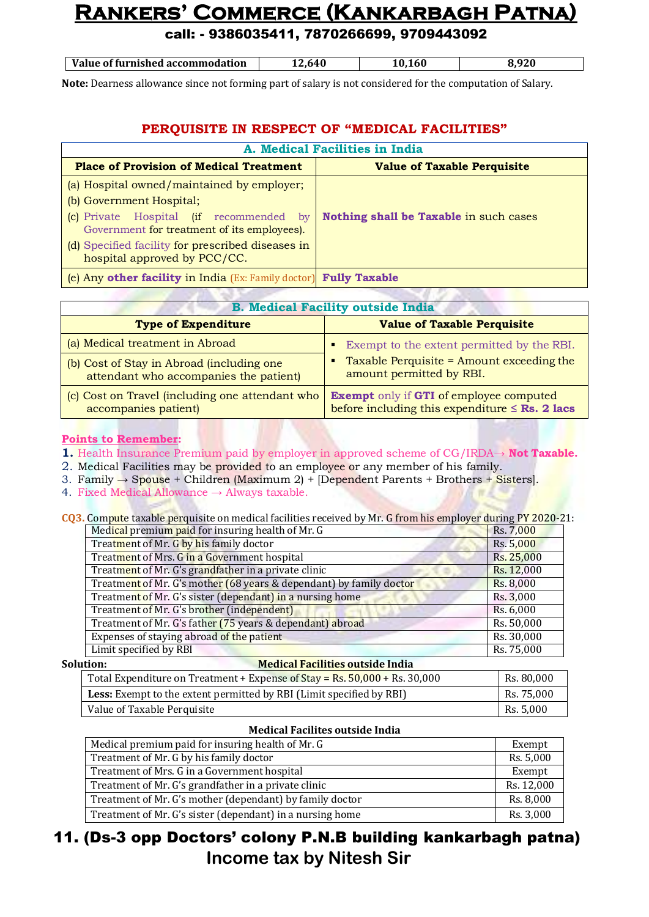| Value of furnished accommodation | 12,640 | 10,160 | 8,920 |
|---|---|---|---|

**Note:** Dearness allowance since not forming part of salary is not considered for the computation of Salary.

## PERQUISITE IN RESPECT OF "MEDICAL FACILITIES"

**A. Medical Facilities in India**

| Place of Provision of Medical Treatment | Value of Taxable Perquisite |
|---|---|
| (a) Hospital owned/maintained by employer;<br>(b) Government Hospital;<br>(c) Private Hospital (if recommended by Government for treatment of its employees).<br>(d) Specified facility for prescribed diseases in hospital approved by PCC/CC. | **Nothing shall be Taxable** in such cases |
| (e) Any **other facility** in India (Ex: Family doctor) | **Fully Taxable** |

**B. Medical Facility outside India**

| Type of Expenditure | Value of Taxable Perquisite |
|---|---|
| (a) Medical treatment in Abroad<br>(b) Cost of Stay in Abroad (including one attendant who accompanies the patient) | ▪ Exempt to the extent permitted by the RBI.<br>▪ Taxable Perquisite = Amount exceeding the amount permitted by RBI. |
| (c) Cost on Travel (including one attendant who accompanies patient) | **Exempt** only if **GTI** of employee computed before including this expenditure ≤ **Rs. 2 lacs** |

**Points to Remember:**

1. Health Insurance Premium paid by employer in approved scheme of CG/IRDA→ **Not Taxable.**
2. Medical Facilities may be provided to an employee or any member of his family.
3. Family → Spouse + Children (Maximum 2) + [Dependent Parents + Brothers + Sisters].
4. Fixed Medical Allowance → Always taxable.

**CQ3.** Compute taxable perquisite on medical facilities received by Mr. G from his employer during PY 2020-21:

| | |
|---|---|
| Medical premium paid for insuring health of Mr. G | Rs. 7,000 |
| Treatment of Mr. G by his family doctor | Rs. 5,000 |
| Treatment of Mrs. G in a Government hospital | Rs. 25,000 |
| Treatment of Mr. G's grandfather in a private clinic | Rs. 12,000 |
| Treatment of Mr. G's mother (68 years & dependant) by family doctor | Rs. 8,000 |
| Treatment of Mr. G's sister (dependant) in a nursing home | Rs. 3,000 |
| Treatment of Mr. G's brother (independent) | Rs. 6,000 |
| Treatment of Mr. G's father (75 years & dependant) abroad | Rs. 50,000 |
| Expenses of staying abroad of the patient | Rs. 30,000 |
| Limit specified by RBI | Rs. 75,000 |

**Solution:**

**Medical Facilities outside India**

| | |
|---|---|
| Total Expenditure on Treatment + Expense of Stay = Rs. 50,000 + Rs. 30,000 | Rs. 80,000 |
| **Less:** Exempt to the extent permitted by RBI (Limit specified by RBI) | Rs. 75,000 |
| Value of Taxable Perquisite | Rs. 5,000 |

**Medical Facilites outside India**

| | |
|---|---|
| Medical premium paid for insuring health of Mr. G | Exempt |
| Treatment of Mr. G by his family doctor | Rs. 5,000 |
| Treatment of Mrs. G in a Government hospital | Exempt |
| Treatment of Mr. G's grandfather in a private clinic | Rs. 12,000 |
| Treatment of Mr. G's mother (dependant) by family doctor | Rs. 8,000 |
| Treatment of Mr. G's sister (dependant) in a nursing home | Rs. 3,000 |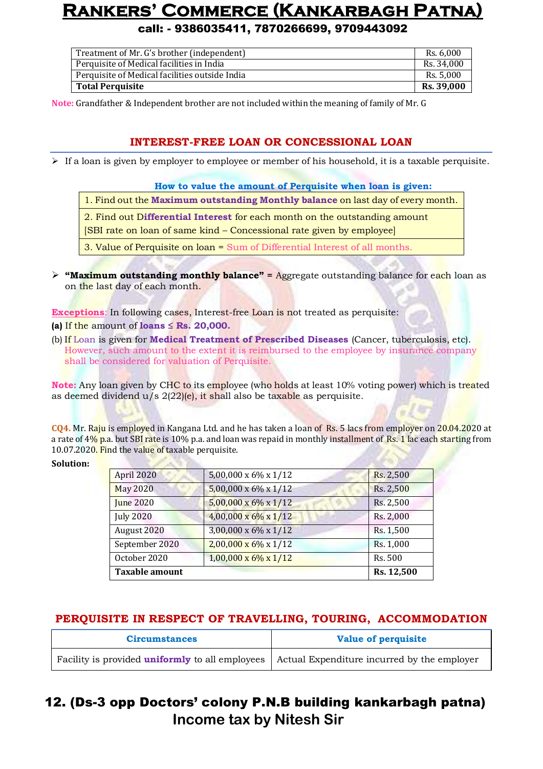| Treatment of Mr. G's brother (independent) | Rs. 6,000 |
|---|---|
| Perquisite of Medical facilities in India | Rs. 34,000 |
| Perquisite of Medical facilities outside India | Rs. 5,000 |
| **Total Perquisite** | **Rs. 39,000** |

**Note:** Grandfather & Independent brother are not included within the meaning of family of Mr. G

## INTEREST-FREE LOAN OR CONCESSIONAL LOAN

- If a loan is given by employer to employee or member of his household, it is a taxable perquisite.

**How to value the amount of Perquisite when loan is given:**

| |
|---|
| 1. Find out the **Maximum outstanding Monthly balance** on last day of every month. |
| 2. Find out **Differential Interest** for each month on the outstanding amount [SBI rate on loan of same kind – Concessional rate given by employee] |
| 3. Value of Perquisite on loan = Sum of Differential Interest of all months. |

- **"Maximum outstanding monthly balance" =** Aggregate outstanding balance for each loan as on the last day of each month.

**Exceptions**: In following cases, Interest-free Loan is not treated as perquisite:

**(a)** If the amount of **loans ≤ Rs. 20,000.**

(b) If Loan is given for **Medical Treatment of Prescribed Diseases** (Cancer, tuberculosis, etc). However, such amount to the extent it is reimbursed to the employee by insurance company shall be considered for valuation of Perquisite.

**Note:** Any loan given by CHC to its employee (who holds at least 10% voting power) which is treated as deemed dividend u/s 2(22)(e), it shall also be taxable as perquisite.

**CQ4.** Mr. Raju is employed in Kangana Ltd. and he has taken a loan of Rs. 5 lacs from employer on 20.04.2020 at a rate of 4% p.a. but SBI rate is 10% p.a. and loan was repaid in monthly installment of Rs. 1 lac each starting from 10.07.2020. Find the value of taxable perquisite.

**Solution:**

| April 2020 | 5,00,000 x 6% x 1/12 | Rs. 2,500 |
|---|---|---|
| May 2020 | 5,00,000 x 6% x 1/12 | Rs. 2,500 |
| June 2020 | 5,00,000 x 6% x 1/12 | Rs. 2,500 |
| July 2020 | 4,00,000 x 6% x 1/12 | Rs. 2,000 |
| August 2020 | 3,00,000 x 6% x 1/12 | Rs. 1,500 |
| September 2020 | 2,00,000 x 6% x 1/12 | Rs. 1,000 |
| October 2020 | 1,00,000 x 6% x 1/12 | Rs. 500 |
| **Taxable amount** | | **Rs. 12,500** |

## PERQUISITE IN RESPECT OF TRAVELLING, TOURING, ACCOMMODATION

| Circumstances | Value of perquisite |
|---|---|
| Facility is provided **uniformly** to all employees | Actual Expenditure incurred by the employer |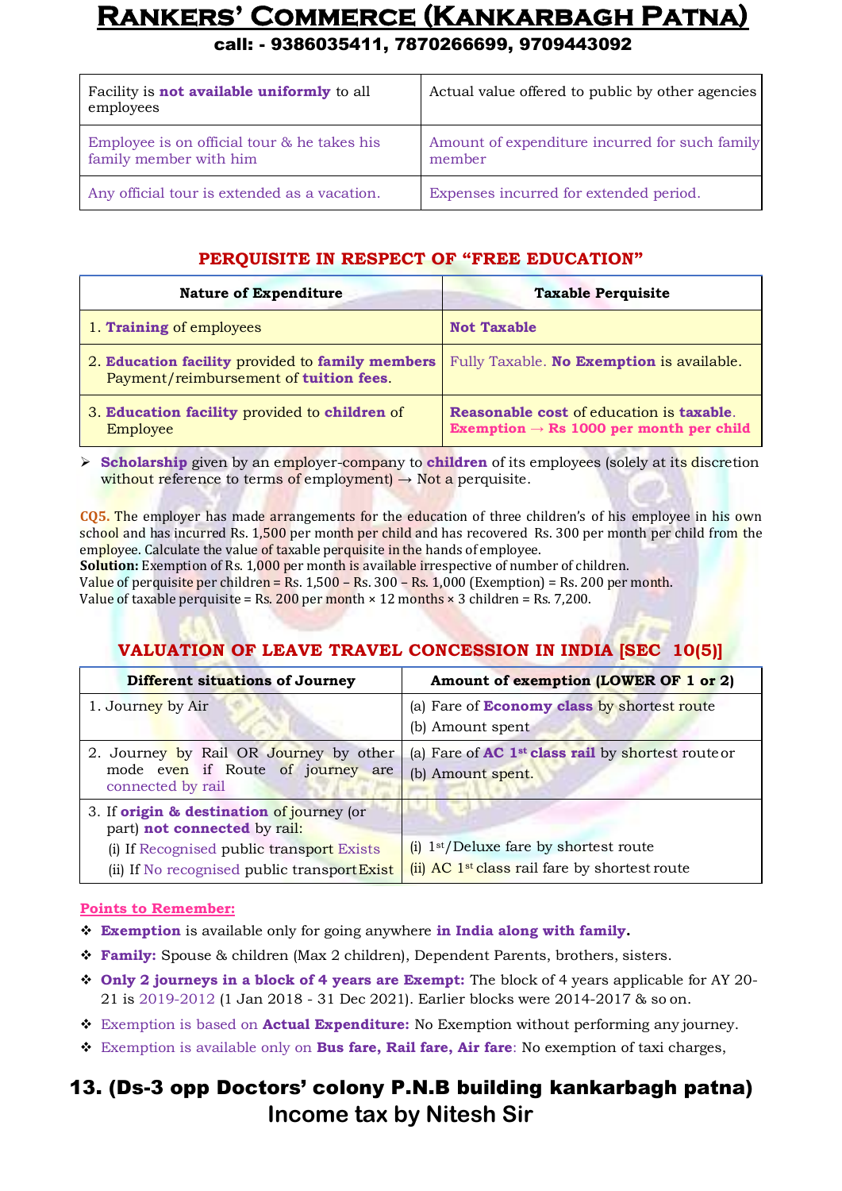| Facility is **not available uniformly** to all employees | Actual value offered to public by other agencies |
|---|---|
| Employee is on official tour & he takes his family member with him | Amount of expenditure incurred for such family member |
| Any official tour is extended as a vacation. | Expenses incurred for extended period. |

## PERQUISITE IN RESPECT OF "FREE EDUCATION"

| Nature of Expenditure | Taxable Perquisite |
|---|---|
| 1. **Training** of employees | **Not Taxable** |
| 2. **Education facility** provided to **family members** Payment/reimbursement of **tuition fees**. | Fully Taxable. **No Exemption** is available. |
| 3. **Education facility** provided to **children** of Employee | **Reasonable cost** of education is **taxable**. **Exemption → Rs 1000 per month per child** |

- **Scholarship** given by an employer-company to **children** of its employees (solely at its discretion without reference to terms of employment) → Not a perquisite.

**CQ5.** The employer has made arrangements for the education of three children's of his employee in his own school and has incurred Rs. 1,500 per month per child and has recovered Rs. 300 per month per child from the employee. Calculate the value of taxable perquisite in the hands of employee.

**Solution:** Exemption of Rs. 1,000 per month is available irrespective of number of children.
Value of perquisite per children = Rs. 1,500 – Rs. 300 – Rs. 1,000 (Exemption) = Rs. 200 per month.
Value of taxable perquisite = Rs. 200 per month × 12 months × 3 children = Rs. 7,200.

## VALUATION OF LEAVE TRAVEL CONCESSION IN INDIA [SEC 10(5)]

| Different situations of Journey | Amount of exemption (LOWER OF 1 or 2) |
|---|---|
| 1. Journey by Air | (a) Fare of **Economy class** by shortest route<br>(b) Amount spent |
| 2. Journey by Rail OR Journey by other mode even if Route of journey are connected by rail | (a) Fare of **AC 1st class rail** by shortest route or<br>(b) Amount spent. |
| 3. If **origin & destination** of journey (or part) **not connected** by rail:<br>(i) If Recognised public transport Exists<br>(ii) If No recognised public transport Exist | <br>(i) 1st/Deluxe fare by shortest route<br>(ii) AC 1st class rail fare by shortest route |

**Points to Remember:**

- **Exemption** is available only for going anywhere **in India along with family.**
- **Family:** Spouse & children (Max 2 children), Dependent Parents, brothers, sisters.
- **Only 2 journeys in a block of 4 years are Exempt:** The block of 4 years applicable for AY 20-21 is 2019-2012 (1 Jan 2018 - 31 Dec 2021). Earlier blocks were 2014-2017 & so on.
- Exemption is based on **Actual Expenditure:** No Exemption without performing any journey.
- Exemption is available only on **Bus fare, Rail fare, Air fare**: No exemption of taxi charges,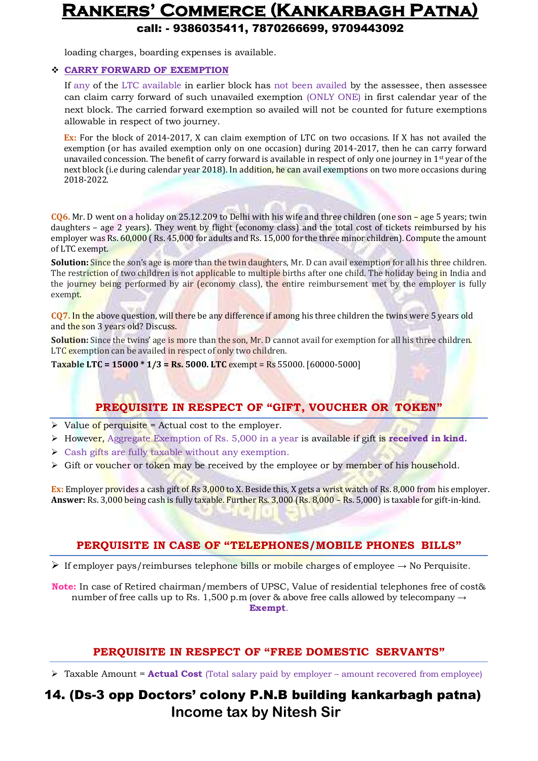loading charges, boarding expenses is available.

❖ **CARRY FORWARD OF EXEMPTION**

If any of the LTC available in earlier block has not been availed by the assessee, then assessee can claim carry forward of such unavailed exemption (ONLY ONE) in first calendar year of the next block. The carried forward exemption so availed will not be counted for future exemptions allowable in respect of two journey.

**Ex:** For the block of 2014-2017, X can claim exemption of LTC on two occasions. If X has not availed the exemption (or has availed exemption only on one occasion) during 2014-2017, then he can carry forward unavailed concession. The benefit of carry forward is available in respect of only one journey in 1st year of the next block (i.e during calendar year 2018). In addition, he can avail exemptions on two more occasions during 2018-2022.

**CQ6.** Mr. D went on a holiday on 25.12.209 to Delhi with his wife and three children (one son – age 5 years; twin daughters – age 2 years). They went by flight (economy class) and the total cost of tickets reimbursed by his employer was Rs. 60,000 ( Rs. 45,000 for adults and Rs. 15,000 for the three minor children). Compute the amount of LTC exempt.

**Solution:** Since the son's age is more than the twin daughters, Mr. D can avail exemption for all his three children. The restriction of two children is not applicable to multiple births after one child. The holiday being in India and the journey being performed by air (economy class), the entire reimbursement met by the employer is fully exempt.

**CQ7.** In the above question, will there be any difference if among his three children the twins were 5 years old and the son 3 years old? Discuss.

**Solution:** Since the twins' age is more than the son, Mr. D cannot avail for exemption for all his three children. LTC exemption can be availed in respect of only two children.

**Taxable LTC = 15000 * 1/3 = Rs. 5000. LTC** exempt = Rs 55000. [60000-5000]

## PREQUISITE IN RESPECT OF "GIFT, VOUCHER OR TOKEN"

- Value of perquisite = Actual cost to the employer.
- However, Aggregate Exemption of Rs. 5,000 in a year is available if gift is **received in kind.**
- Cash gifts are fully taxable without any exemption.
- Gift or voucher or token may be received by the employee or by member of his household.

**Ex:** Employer provides a cash gift of Rs 3,000 to X. Beside this, X gets a wrist watch of Rs. 8,000 from his employer.
**Answer:** Rs. 3,000 being cash is fully taxable. Further Rs. 3,000 (Rs. 8,000 – Rs. 5,000) is taxable for gift-in-kind.

## PERQUISITE IN CASE OF "TELEPHONES/MOBILE PHONES BILLS"

- If employer pays/reimburses telephone bills or mobile charges of employee → No Perquisite.

**Note:** In case of Retired chairman/members of UPSC, Value of residential telephones free of cost& number of free calls up to Rs. 1,500 p.m (over & above free calls allowed by telecompany → **Exempt**.

## PERQUISITE IN RESPECT OF "FREE DOMESTIC SERVANTS"

- Taxable Amount = **Actual Cost** (Total salary paid by employer – amount recovered from employee)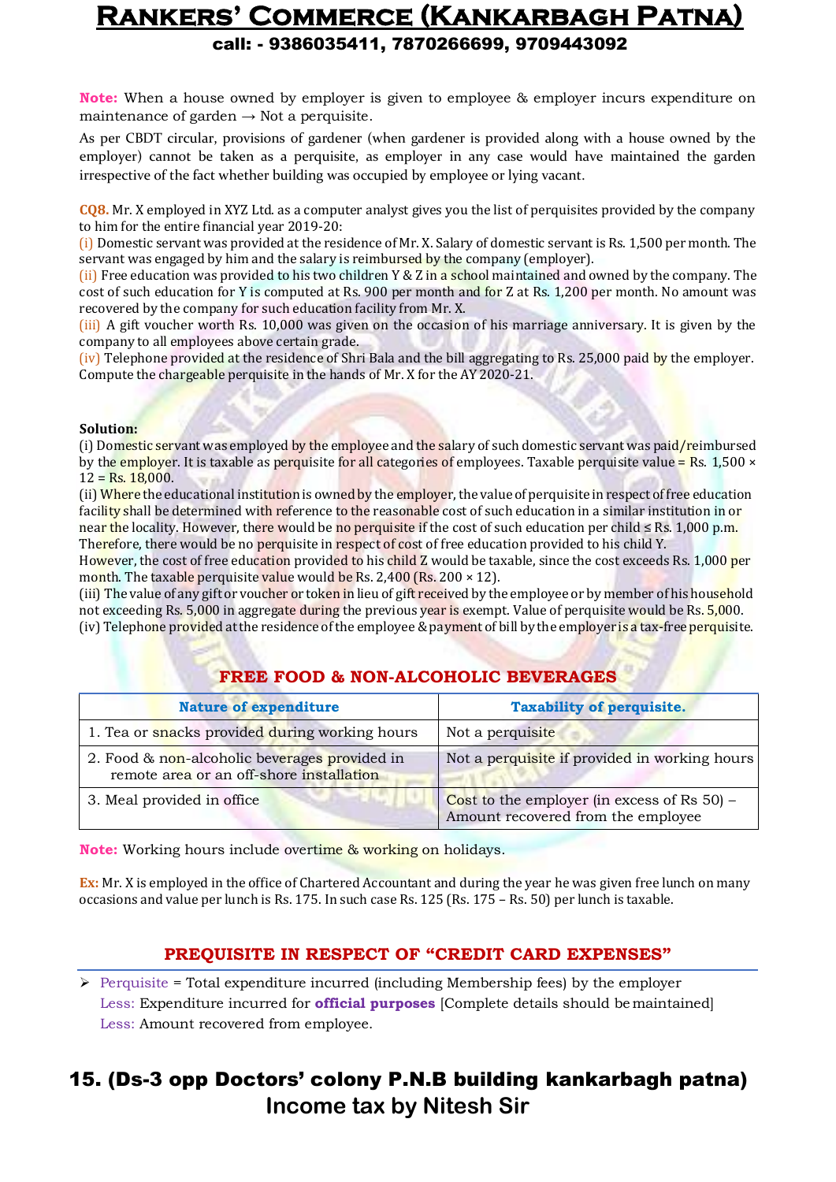**Note:** When a house owned by employer is given to employee & employer incurs expenditure on maintenance of garden → Not a perquisite.

As per CBDT circular, provisions of gardener (when gardener is provided along with a house owned by the employer) cannot be taken as a perquisite, as employer in any case would have maintained the garden irrespective of the fact whether building was occupied by employee or lying vacant.

**CQ8.** Mr. X employed in XYZ Ltd. as a computer analyst gives you the list of perquisites provided by the company to him for the entire financial year 2019-20:

(i) Domestic servant was provided at the residence of Mr. X. Salary of domestic servant is Rs. 1,500 per month. The servant was engaged by him and the salary is reimbursed by the company (employer).

(ii) Free education was provided to his two children Y & Z in a school maintained and owned by the company. The cost of such education for Y is computed at Rs. 900 per month and for Z at Rs. 1,200 per month. No amount was recovered by the company for such education facility from Mr. X.

(iii) A gift voucher worth Rs. 10,000 was given on the occasion of his marriage anniversary. It is given by the company to all employees above certain grade.

(iv) Telephone provided at the residence of Shri Bala and the bill aggregating to Rs. 25,000 paid by the employer. Compute the chargeable perquisite in the hands of Mr. X for the AY 2020-21.

**Solution:**

(i) Domestic servant was employed by the employee and the salary of such domestic servant was paid/reimbursed by the employer. It is taxable as perquisite for all categories of employees. Taxable perquisite value = Rs. 1,500 × 12 = Rs. 18,000.

(ii) Where the educational institution is owned by the employer, the value of perquisite in respect of free education facility shall be determined with reference to the reasonable cost of such education in a similar institution in or near the locality. However, there would be no perquisite if the cost of such education per child ≤ Rs. 1,000 p.m. Therefore, there would be no perquisite in respect of cost of free education provided to his child Y.
However, the cost of free education provided to his child Z would be taxable, since the cost exceeds Rs. 1,000 per month. The taxable perquisite value would be Rs. 2,400 (Rs. 200 × 12).

(iii) The value of any gift or voucher or token in lieu of gift received by the employee or by member of his household not exceeding Rs. 5,000 in aggregate during the previous year is exempt. Value of perquisite would be Rs. 5,000.

(iv) Telephone provided at the residence of the employee & payment of bill by the employer is a tax-free perquisite.

## FREE FOOD & NON-ALCOHOLIC BEVERAGES

| Nature of expenditure | Taxability of perquisite. |
|---|---|
| 1. Tea or snacks provided during working hours | Not a perquisite |
| 2. Food & non-alcoholic beverages provided in remote area or an off-shore installation | Not a perquisite if provided in working hours |
| 3. Meal provided in office | Cost to the employer (in excess of Rs 50) – Amount recovered from the employee |

**Note:** Working hours include overtime & working on holidays.

**Ex:** Mr. X is employed in the office of Chartered Accountant and during the year he was given free lunch on many occasions and value per lunch is Rs. 175. In such case Rs. 125 (Rs. 175 – Rs. 50) per lunch is taxable.

## PREQUISITE IN RESPECT OF "CREDIT CARD EXPENSES"

- Perquisite = Total expenditure incurred (including Membership fees) by the employer
  Less: Expenditure incurred for **official purposes** [Complete details should be maintained]
  Less: Amount recovered from employee.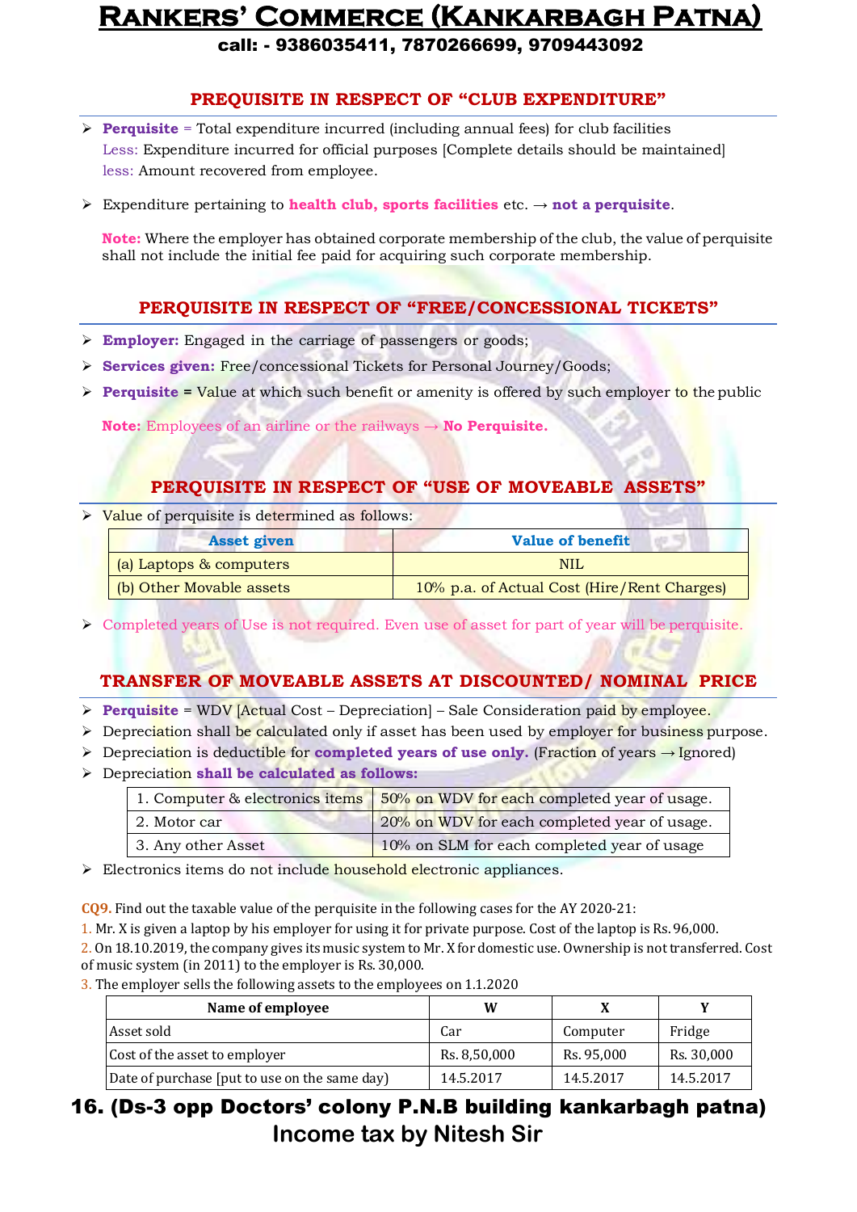## PREQUISITE IN RESPECT OF "CLUB EXPENDITURE"

- **Perquisite** = Total expenditure incurred (including annual fees) for club facilities
  Less: Expenditure incurred for official purposes [Complete details should be maintained]
  less: Amount recovered from employee.

- Expenditure pertaining to **health club, sports facilities** etc. → **not a perquisite**.

  **Note:** Where the employer has obtained corporate membership of the club, the value of perquisite shall not include the initial fee paid for acquiring such corporate membership.

## PERQUISITE IN RESPECT OF "FREE/CONCESSIONAL TICKETS"

- **Employer:** Engaged in the carriage of passengers or goods;
- **Services given:** Free/concessional Tickets for Personal Journey/Goods;
- **Perquisite =** Value at which such benefit or amenity is offered by such employer to the public

  **Note:** Employees of an airline or the railways → **No Perquisite.**

## PERQUISITE IN RESPECT OF "USE OF MOVEABLE ASSETS"

- Value of perquisite is determined as follows:

| Asset given | Value of benefit |
|---|---|
| (a) Laptops & computers | NIL |
| (b) Other Movable assets | 10% p.a. of Actual Cost (Hire/Rent Charges) |

- Completed years of Use is not required. Even use of asset for part of year will be perquisite.

## TRANSFER OF MOVEABLE ASSETS AT DISCOUNTED/ NOMINAL PRICE

- **Perquisite** = WDV [Actual Cost – Depreciation] – Sale Consideration paid by employee.
- Depreciation shall be calculated only if asset has been used by employer for business purpose.
- Depreciation is deductible for **completed years of use only.** (Fraction of years → Ignored)
- Depreciation **shall be calculated as follows:**

| | |
|---|---|
| 1. Computer & electronics items | 50% on WDV for each completed year of usage. |
| 2. Motor car | 20% on WDV for each completed year of usage. |
| 3. Any other Asset | 10% on SLM for each completed year of usage |

- Electronics items do not include household electronic appliances.

**CQ9.** Find out the taxable value of the perquisite in the following cases for the AY 2020-21:

1. Mr. X is given a laptop by his employer for using it for private purpose. Cost of the laptop is Rs. 96,000.
2. On 18.10.2019, the company gives its music system to Mr. X for domestic use. Ownership is not transferred. Cost of music system (in 2011) to the employer is Rs. 30,000.
3. The employer sells the following assets to the employees on 1.1.2020

| Name of employee | W | X | Y |
|---|---|---|---|
| Asset sold | Car | Computer | Fridge |
| Cost of the asset to employer | Rs. 8,50,000 | Rs. 95,000 | Rs. 30,000 |
| Date of purchase [put to use on the same day) | 14.5.2017 | 14.5.2017 | 14.5.2017 |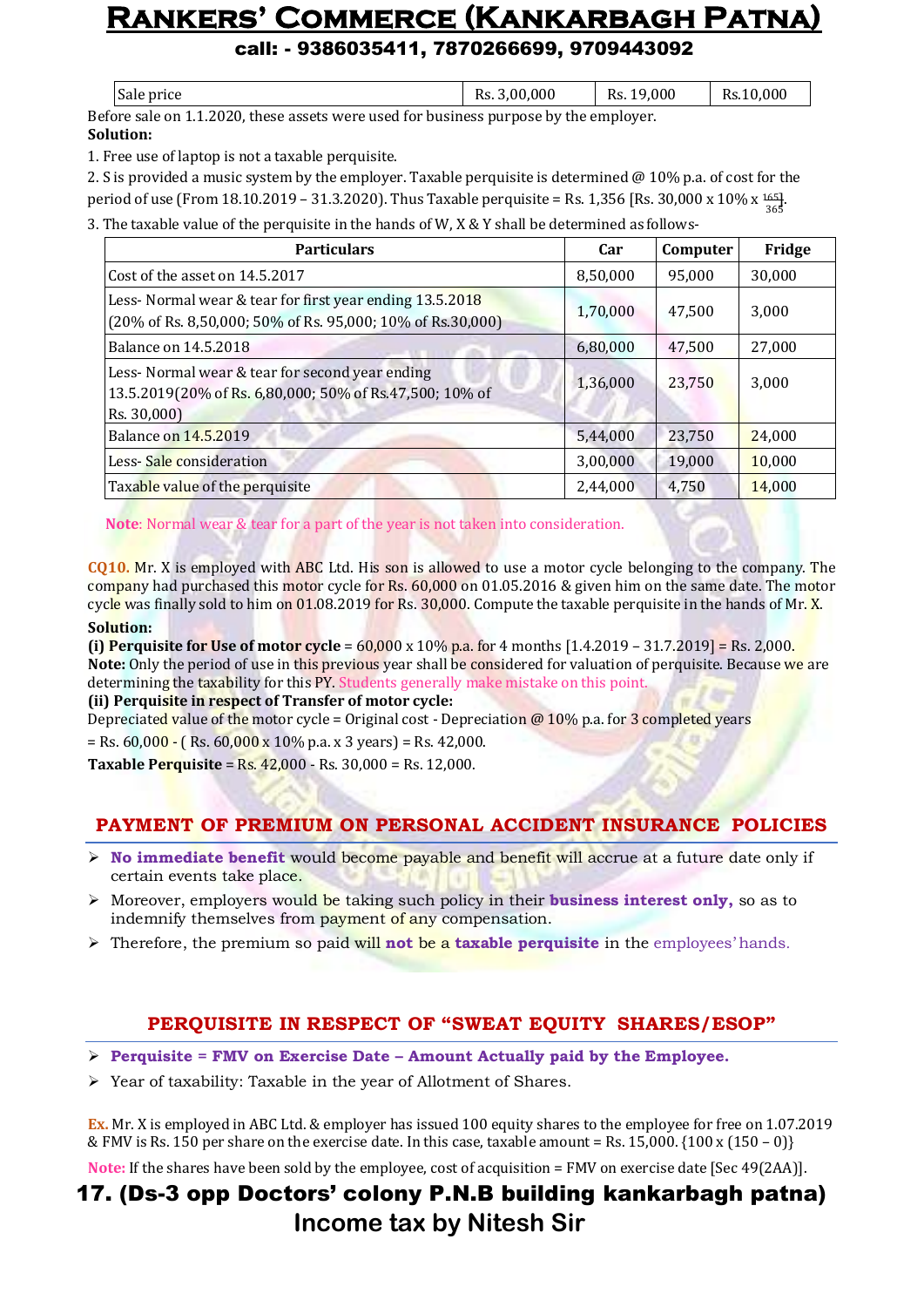| Sale price | Rs. 3,00,000 | Rs. 19,000 | Rs.10,000 |
|---|---|---|---|

Before sale on 1.1.2020, these assets were used for business purpose by the employer.

**Solution:**

1. Free use of laptop is not a taxable perquisite.
2. S is provided a music system by the employer. Taxable perquisite is determined @ 10% p.a. of cost for the period of use (From 18.10.2019 – 31.3.2020). Thus Taxable perquisite = Rs. 1,356 [Rs. 30,000 x 10% x $\frac{165}{365}$].
3. The taxable value of the perquisite in the hands of W, X & Y shall be determined as follows-

| Particulars | Car | Computer | Fridge |
|---|---|---|---|
| Cost of the asset on 14.5.2017 | 8,50,000 | 95,000 | 30,000 |
| Less- Normal wear & tear for first year ending 13.5.2018 (20% of Rs. 8,50,000; 50% of Rs. 95,000; 10% of Rs.30,000) | 1,70,000 | 47,500 | 3,000 |
| Balance on 14.5.2018 | 6,80,000 | 47,500 | 27,000 |
| Less- Normal wear & tear for second year ending 13.5.2019(20% of Rs. 6,80,000; 50% of Rs.47,500; 10% of Rs. 30,000) | 1,36,000 | 23,750 | 3,000 |
| Balance on 14.5.2019 | 5,44,000 | 23,750 | 24,000 |
| Less- Sale consideration | 3,00,000 | 19,000 | 10,000 |
| Taxable value of the perquisite | 2,44,000 | 4,750 | 14,000 |

**Note**: Normal wear & tear for a part of the year is not taken into consideration.

**CQ10.** Mr. X is employed with ABC Ltd. His son is allowed to use a motor cycle belonging to the company. The company had purchased this motor cycle for Rs. 60,000 on 01.05.2016 & given him on the same date. The motor cycle was finally sold to him on 01.08.2019 for Rs. 30,000. Compute the taxable perquisite in the hands of Mr. X.

**Solution:**

**(i) Perquisite for Use of motor cycle** = 60,000 x 10% p.a. for 4 months [1.4.2019 – 31.7.2019] = Rs. 2,000.

**Note:** Only the period of use in this previous year shall be considered for valuation of perquisite. Because we are determining the taxability for this PY. Students generally make mistake on this point.

**(ii) Perquisite in respect of Transfer of motor cycle:**

Depreciated value of the motor cycle = Original cost - Depreciation @ 10% p.a. for 3 completed years

= Rs. 60,000 - ( Rs. 60,000 x 10% p.a. x 3 years) = Rs. 42,000.

**Taxable Perquisite** = Rs. 42,000 - Rs. 30,000 = Rs. 12,000.

## PAYMENT OF PREMIUM ON PERSONAL ACCIDENT INSURANCE POLICIES

- **No immediate benefit** would become payable and benefit will accrue at a future date only if certain events take place.
- Moreover, employers would be taking such policy in their **business interest only,** so as to indemnify themselves from payment of any compensation.
- Therefore, the premium so paid will **not** be a **taxable perquisite** in the employees' hands.

## PERQUISITE IN RESPECT OF "SWEAT EQUITY SHARES/ESOP"

- **Perquisite = FMV on Exercise Date – Amount Actually paid by the Employee.**
- Year of taxability: Taxable in the year of Allotment of Shares.

**Ex.** Mr. X is employed in ABC Ltd. & employer has issued 100 equity shares to the employee for free on 1.07.2019 & FMV is Rs. 150 per share on the exercise date. In this case, taxable amount = Rs. 15,000. {100 x (150 – 0)}

**Note:** If the shares have been sold by the employee, cost of acquisition = FMV on exercise date [Sec 49(2AA)].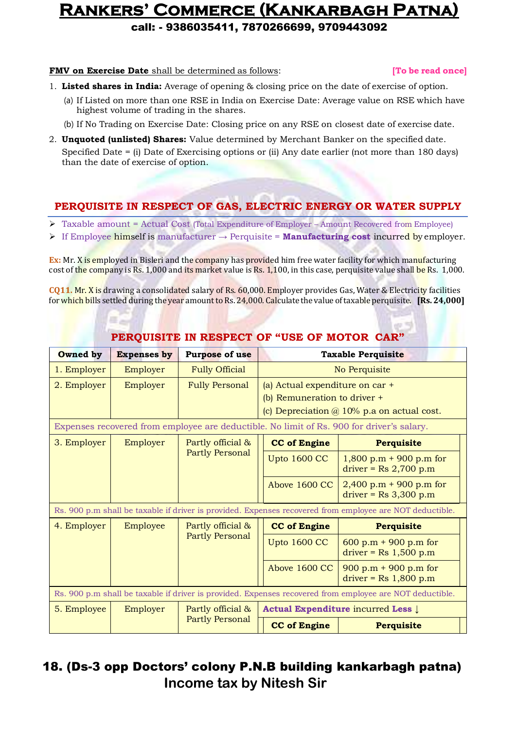**FMV on Exercise Date** shall be determined as follows: **[To be read once]**

1. **Listed shares in India:** Average of opening & closing price on the date of exercise of option.
   - (a) If Listed on more than one RSE in India on Exercise Date: Average value on RSE which have highest volume of trading in the shares.
   - (b) If No Trading on Exercise Date: Closing price on any RSE on closest date of exercise date.
2. **Unquoted (unlisted) Shares:** Value determined by Merchant Banker on the specified date. Specified Date = (i) Date of Exercising options or (ii) Any date earlier (not more than 180 days) than the date of exercise of option.

## PERQUISITE IN RESPECT OF GAS, ELECTRIC ENERGY OR WATER SUPPLY

- Taxable amount = Actual Cost (Total Expenditure of Employer – Amount Recovered from Employee)
- If Employee himself is manufacturer → Perquisite = **Manufacturing cost** incurred by employer.

**Ex:** Mr. X is employed in Bisleri and the company has provided him free water facility for which manufacturing cost of the company is Rs. 1,000 and its market value is Rs. 1,100, in this case, perquisite value shall be Rs. 1,000.

**CQ11.** Mr. X is drawing a consolidated salary of Rs. 60,000. Employer provides Gas, Water & Electricity facilities for which bills settled during the year amount to Rs. 24,000. Calculate the value of taxable perquisite. **[Rs. 24,000]**

## PERQUISITE IN RESPECT OF "USE OF MOTOR CAR"

| Owned by | Expenses by | Purpose of use | Taxable Perquisite | |
|---|---|---|---|---|
| 1. Employer | Employer | Fully Official | No Perquisite | |
| 2. Employer | Employer | Fully Personal | (a) Actual expenditure on car + (b) Remuneration to driver + (c) Depreciation @ 10% p.a on actual cost. | |
| Expenses recovered from employee are deductible. No limit of Rs. 900 for driver's salary. | | | | |
| 3. Employer | Employer | Partly official & Partly Personal | **CC of Engine** | **Perquisite** |
| | | | Upto 1600 CC | 1,800 p.m + 900 p.m for driver = Rs 2,700 p.m |
| | | | Above 1600 CC | 2,400 p.m + 900 p.m for driver = Rs 3,300 p.m |
| Rs. 900 p.m shall be taxable if driver is provided. Expenses recovered from employee are NOT deductible. | | | | |
| 4. Employer | Employee | Partly official & Partly Personal | **CC of Engine** | **Perquisite** |
| | | | Upto 1600 CC | 600 p.m + 900 p.m for driver = Rs 1,500 p.m |
| | | | Above 1600 CC | 900 p.m + 900 p.m for driver = Rs 1,800 p.m |
| Rs. 900 p.m shall be taxable if driver is provided. Expenses recovered from employee are NOT deductible. | | | | |
| 5. Employee | Employer | Partly official & Partly Personal | **Actual Expenditure** incurred **Less** ↓ | |
| | | | **CC of Engine** | **Perquisite** |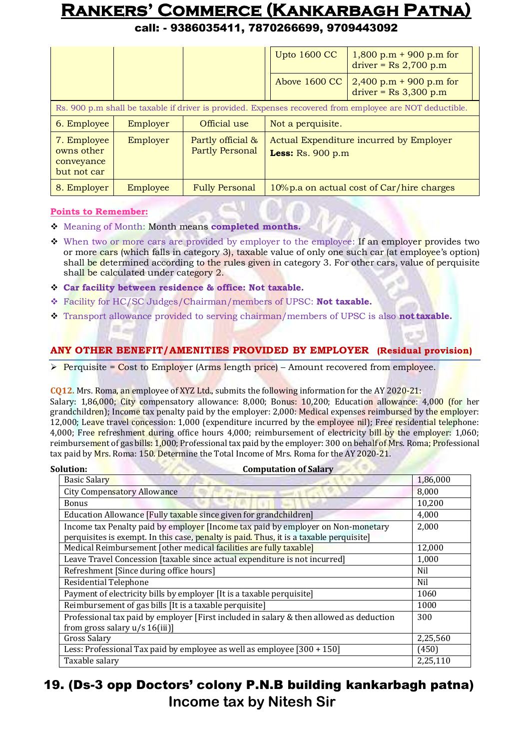| | | | Upto 1600 CC | 1,800 p.m + 900 p.m for driver = Rs 2,700 p.m |
|---|---|---|---|---|
| | | | Above 1600 CC | 2,400 p.m + 900 p.m for driver = Rs 3,300 p.m |
| Rs. 900 p.m shall be taxable if driver is provided. Expenses recovered from employee are NOT deductible. | | | | |
| 6. Employee | Employer | Official use | Not a perquisite. | |
| 7. Employee owns other conveyance but not car | Employer | Partly official & Partly Personal | Actual Expenditure incurred by Employer **Less:** Rs. 900 p.m | |
| 8. Employer | Employee | Fully Personal | 10%p.a on actual cost of Car/hire charges | |

**Points to Remember:**

- Meaning of Month: Month means **completed months.**
- When two or more cars are provided by employer to the employee: If an employer provides two or more cars (which falls in category 3), taxable value of only one such car (at employee's option) shall be determined according to the rules given in category 3. For other cars, value of perquisite shall be calculated under category 2.
- **Car facility between residence & office: Not taxable.**
- Facility for HC/SC Judges/Chairman/members of UPSC: **Not taxable.**
- Transport allowance provided to serving chairman/members of UPSC is also **not taxable.**

## ANY OTHER BENEFIT/AMENITIES PROVIDED BY EMPLOYER (Residual provision)

- Perquisite = Cost to Employer (Arms length price) – Amount recovered from employee.

**CQ12.** Mrs. Roma, an employee of XYZ Ltd., submits the following information for the AY 2020-21: Salary: 1,86,000; City compensatory allowance: 8,000; Bonus: 10,200; Education allowance: 4,000 (for her grandchildren); Income tax penalty paid by the employer: 2,000: Medical expenses reimbursed by the employer: 12,000; Leave travel concession: 1,000 (expenditure incurred by the employee nil); Free residential telephone: 4,000; Free refreshment during office hours 4,000; reimbursement of electricity bill by the employer: 1,060; reimbursement of gas bills: 1,000; Professional tax paid by the employer: 300 on behalf of Mrs. Roma; Professional tax paid by Mrs. Roma: 150. Determine the Total Income of Mrs. Roma for the AY 2020-21.

**Solution:** **Computation of Salary**

| Particulars | Amount |
|---|---|
| Basic Salary | 1,86,000 |
| City Compensatory Allowance | 8,000 |
| Bonus | 10,200 |
| Education Allowance [Fully taxable since given for grandchildren] | 4,000 |
| Income tax Penalty paid by employer [Income tax paid by employer on Non-monetary perquisites is exempt. In this case, penalty is paid. Thus, it is a taxable perquisite] | 2,000 |
| Medical Reimbursement [other medical facilities are fully taxable] | 12,000 |
| Leave Travel Concession [taxable since actual expenditure is not incurred] | 1,000 |
| Refreshment [Since during office hours] | Nil |
| Residential Telephone | Nil |
| Payment of electricity bills by employer [It is a taxable perquisite] | 1060 |
| Reimbursement of gas bills [It is a taxable perquisite] | 1000 |
| Professional tax paid by employer [First included in salary & then allowed as deduction from gross salary u/s 16(iii)] | 300 |
| Gross Salary | 2,25,560 |
| Less: Professional Tax paid by employee as well as employee [300 + 150] | (450) |
| Taxable salary | 2,25,110 |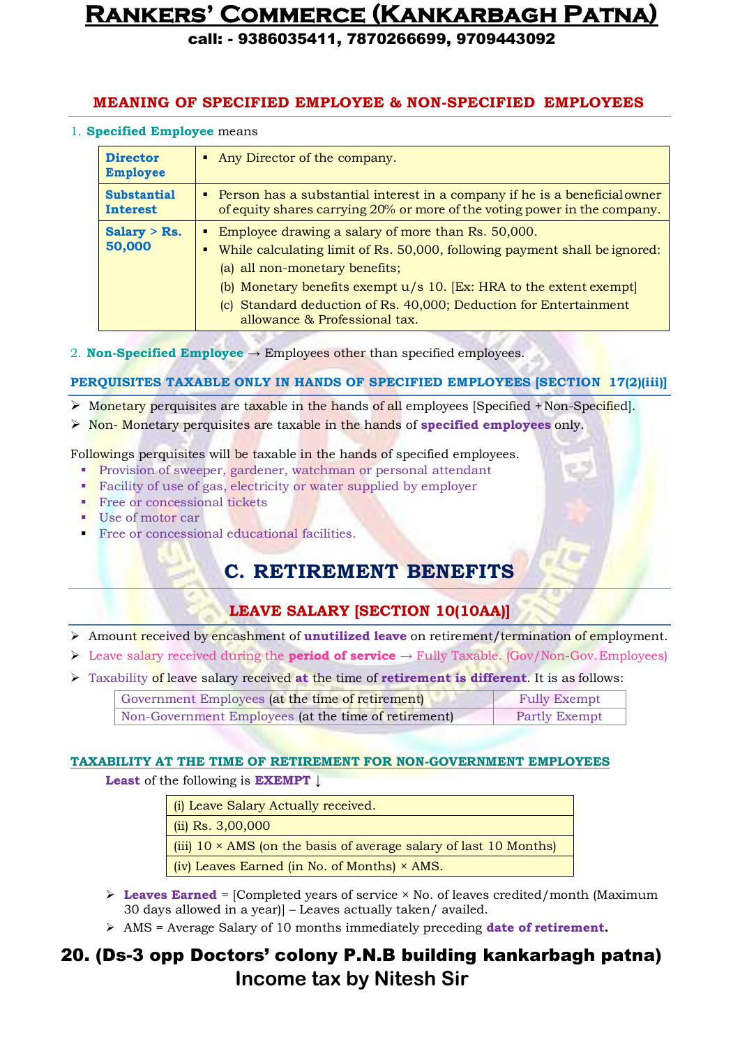## MEANING OF SPECIFIED EMPLOYEE & NON-SPECIFIED EMPLOYEES

1. **Specified Employee** means

| | |
|---|---|
| **Director Employee** | ▪ Any Director of the company. |
| **Substantial Interest** | ▪ Person has a substantial interest in a company if he is a beneficial owner of equity shares carrying 20% or more of the voting power in the company. |
| **Salary > Rs. 50,000** | ▪ Employee drawing a salary of more than Rs. 50,000.<br>▪ While calculating limit of Rs. 50,000, following payment shall be ignored:<br>(a) all non-monetary benefits;<br>(b) Monetary benefits exempt u/s 10. [Ex: HRA to the extent exempt]<br>(c) Standard deduction of Rs. 40,000; Deduction for Entertainment allowance & Professional tax. |

2. **Non-Specified Employee** → Employees other than specified employees.

### PERQUISITES TAXABLE ONLY IN HANDS OF SPECIFIED EMPLOYEES [SECTION 17(2)(iii)]

- Monetary perquisites are taxable in the hands of all employees [Specified + Non-Specified].
- Non- Monetary perquisites are taxable in the hands of **specified employees** only.

Followings perquisites will be taxable in the hands of specified employees.

- Provision of sweeper, gardener, watchman or personal attendant
- Facility of use of gas, electricity or water supplied by employer
- Free or concessional tickets
- Use of motor car
- Free or concessional educational facilities.

# C. RETIREMENT BENEFITS

## LEAVE SALARY [SECTION 10(10AA)]

- Amount received by encashment of **unutilized leave** on retirement/termination of employment.
- Leave salary received during the **period of service** → Fully Taxable. (Gov/Non-Gov. Employees)
- Taxability of leave salary received **at** the time of **retirement is different**. It is as follows:

| | |
|---|---|
| Government Employees (at the time of retirement) | Fully Exempt |
| Non-Government Employees (at the time of retirement) | Partly Exempt |

### TAXABILITY AT THE TIME OF RETIREMENT FOR NON-GOVERNMENT EMPLOYEES

**Least** of the following is **EXEMPT** ↓

| |
|---|
| (i) Leave Salary Actually received. |
| (ii) Rs. 3,00,000 |
| (iii) 10 × AMS (on the basis of average salary of last 10 Months) |
| (iv) Leaves Earned (in No. of Months) × AMS. |

- **Leaves Earned** = [Completed years of service × No. of leaves credited/month (Maximum 30 days allowed in a year)] – Leaves actually taken/ availed.
- AMS = Average Salary of 10 months immediately preceding **date of retirement.**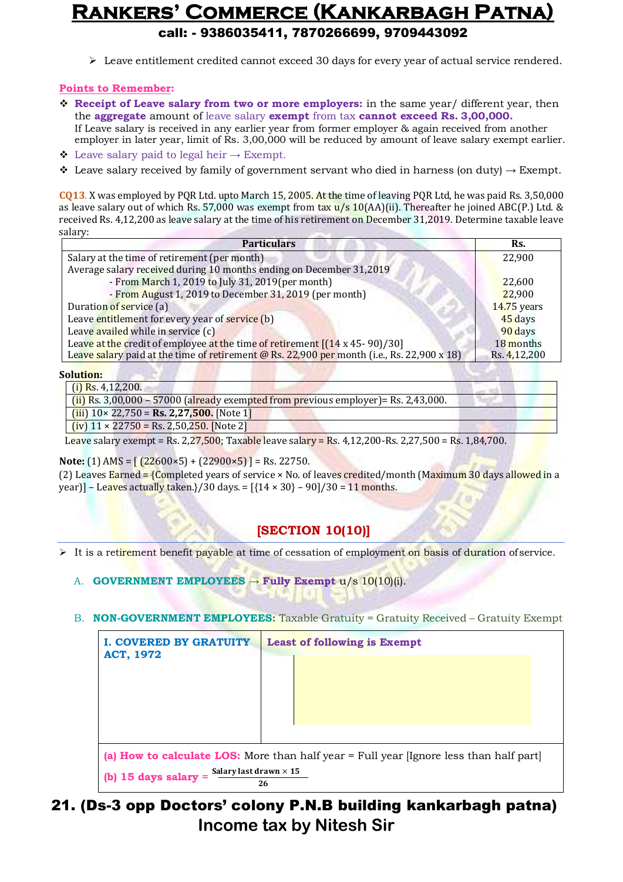- Leave entitlement credited cannot exceed 30 days for every year of actual service rendered.

**Points to Remember:**

- **Receipt of Leave salary from two or more employers:** in the same year/ different year, then the **aggregate** amount of leave salary **exempt** from tax **cannot exceed Rs. 3,00,000.** If Leave salary is received in any earlier year from former employer & again received from another employer in later year, limit of Rs. 3,00,000 will be reduced by amount of leave salary exempt earlier.
- Leave salary paid to legal heir → Exempt.
- Leave salary received by family of government servant who died in harness (on duty) → Exempt.

**CQ13**. X was employed by PQR Ltd. upto March 15, 2005. At the time of leaving PQR Ltd, he was paid Rs. 3,50,000 as leave salary out of which Rs. 57,000 was exempt from tax u/s 10(AA)(ii). Thereafter he joined ABC(P.) Ltd. & received Rs. 4,12,200 as leave salary at the time of his retirement on December 31,2019. Determine taxable leave salary:

| Particulars | Rs. |
|---|---|
| Salary at the time of retirement (per month) | 22,900 |
| Average salary received during 10 months ending on December 31,2019 | |
| - From March 1, 2019 to July 31, 2019(per month) | 22,600 |
| - From August 1, 2019 to December 31, 2019 (per month) | 22,900 |
| Duration of service (a) | 14.75 years |
| Leave entitlement for every year of service (b) | 45 days |
| Leave availed while in service (c) | 90 days |
| Leave at the credit of employee at the time of retirement [(14 x 45- 90)/30] | 18 months |
| Leave salary paid at the time of retirement @ Rs. 22,900 per month (i.e., Rs. 22,900 x 18) | Rs. 4,12,200 |

**Solution:**

| |
|---|
| (i) Rs. 4,12,200. |
| (ii) Rs. 3,00,000 – 57000 (already exempted from previous employer)= Rs. 2,43,000. |
| (iii) 10× 22,750 = **Rs. 2,27,500.** [Note 1] |
| (iv) 11 × 22750 = Rs. 2,50,250. [Note 2] |

Leave salary exempt = Rs. 2,27,500; Taxable leave salary = Rs. 4,12,200-Rs. 2,27,500 = Rs. 1,84,700.

**Note:** (1) AMS = [ (22600×5) + (22900×5) ] = Rs. 22750.

(2) Leaves Earned = {Completed years of service × No. of leaves credited/month (Maximum 30 days allowed in a year)] – Leaves actually taken.}/30 days. = [{14 × 30} – 90]/30 = 11 months.

## [SECTION 10(10)]

- It is a retirement benefit payable at time of cessation of employment on basis of duration of service.

A. **GOVERNMENT EMPLOYEES** → **Fully Exempt** u/s 10(10)(i).

B. **NON-GOVERNMENT EMPLOYEES:** Taxable Gratuity = Gratuity Received – Gratuity Exempt

| **I. COVERED BY GRATUITY ACT, 1972** | **Least of following is Exempt** |
|---|---|
| | |

**(a) How to calculate LOS:** More than half year = Full year [Ignore less than half part]

**(b) 15 days salary** = $\frac{\text{Salary last drawn} \times 15}{26}$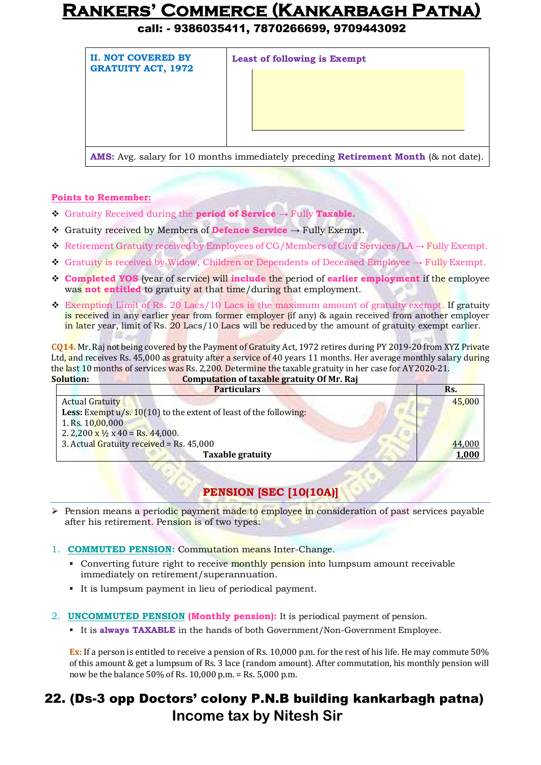| II. NOT COVERED BY GRATUITY ACT, 1972 | Least of following is Exempt |
|---|---|
| AMS: Avg. salary for 10 months immediately preceding Retirement Month (& not date). | |

**Points to Remember:**

- Gratuity Received during the **period of Service** → Fully **Taxable.**
- Gratuity received by Members of **Defence Service** → Fully Exempt.
- Retirement Gratuity received by Employees of CG/Members of Civil Services/LA → Fully Exempt.
- Gratuity is received by Widow, Children or Dependents of Deceased Employee → Fully Exempt.
- **Completed YOS** (year of service) will **include** the period of **earlier employment** if the employee was **not entitled** to gratuity at that time/during that employment.
- Exemption Limit of Rs. 20 Lacs/10 Lacs is the maximum amount of gratuity exempt. If gratuity is received in any earlier year from former employer (if any) & again received from another employer in later year, limit of Rs. 20 Lacs/10 Lacs will be reduced by the amount of gratuity exempt earlier.

**CQ14.** Mr. Raj not being covered by the Payment of Gratuity Act, 1972 retires during PY 2019-20 from XYZ Private Ltd, and receives Rs. 45,000 as gratuity after a service of 40 years 11 months. Her average monthly salary during the last 10 months of services was Rs. 2,200. Determine the taxable gratuity in her case for AY 2020-21.

**Solution:** **Computation of taxable gratuity Of Mr. Raj**

| Particulars | Rs. |
|---|---|
| Actual Gratuity | 45,000 |
| **Less:** Exempt u/s. 10(10) to the extent of least of the following: | |
| 1. Rs. 10,00,000 | |
| 2. 2,200 x ½ x 40 = Rs. 44,000. | |
| 3. Actual Gratuity received = Rs. 45,000 | 44,000 |
| **Taxable gratuity** | **1,000** |

## PENSION [SEC [10(10A)]

- Pension means a periodic payment made to employee in consideration of past services payable after his retirement. Pension is of two types:

1. **COMMUTED PENSION:** Commutation means Inter-Change.
   - Converting future right to receive monthly pension into lumpsum amount receivable immediately on retirement/superannuation.
   - It is lumpsum payment in lieu of periodical payment.

2. **UNCOMMUTED PENSION (Monthly pension):** It is periodical payment of pension.
   - It is **always TAXABLE** in the hands of both Government/Non-Government Employee.

**Ex:** If a person is entitled to receive a pension of Rs. 10,000 p.m. for the rest of his life. He may commute 50% of this amount & get a lumpsum of Rs. 3 lace (random amount). After commutation, his monthly pension will now be the balance 50% of Rs. 10,000 p.m. = Rs. 5,000 p.m.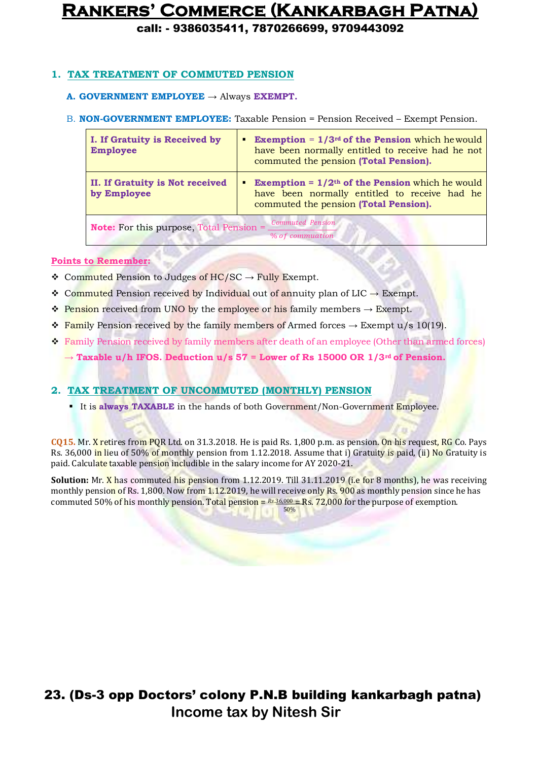## 1. TAX TREATMENT OF COMMUTED PENSION

**A. GOVERNMENT EMPLOYEE** → Always **EXEMPT.**

B. **NON-GOVERNMENT EMPLOYEE:** Taxable Pension = Pension Received – Exempt Pension.

| | |
|---|---|
| **I. If Gratuity is Received by Employee** | ▪ **Exemption = 1/3rd of the Pension** which he would have been normally entitled to receive had he not commuted the pension **(Total Pension).** |
| **II. If Gratuity is Not received by Employee** | ▪ **Exemption = 1/2th of the Pension** which he would have been normally entitled to receive had he commuted the pension **(Total Pension).** |
| **Note:** For this purpose, Total Pension = $\frac{\text{Commuted Pension}}{\text{\% of commuation}}$ | |

**Points to Remember:**

- Commuted Pension to Judges of HC/SC → Fully Exempt.
- Commuted Pension received by Individual out of annuity plan of LIC → Exempt.
- Pension received from UNO by the employee or his family members → Exempt.
- Family Pension received by the family members of Armed forces → Exempt u/s 10(19).
- Family Pension received by family members after death of an employee (Other than armed forces) → **Taxable u/h IFOS. Deduction u/s 57 = Lower of Rs 15000 OR 1/3rd of Pension.**

## 2. TAX TREATMENT OF UNCOMMUTED (MONTHLY) PENSION

- It is **always TAXABLE** in the hands of both Government/Non-Government Employee.

**CQ15.** Mr. X retires from PQR Ltd. on 31.3.2018. He is paid Rs. 1,800 p.m. as pension. On his request, RG Co. Pays Rs. 36,000 in lieu of 50% of monthly pension from 1.12.2018. Assume that i) Gratuity is paid, (ii) No Gratuity is paid. Calculate taxable pension includible in the salary income for AY 2020-21.

**Solution:** Mr. X has commuted his pension from 1.12.2019. Till 31.11.2019 (i.e for 8 months), he was receiving monthly pension of Rs. 1,800. Now from 1.12.2019, he will receive only Rs. 900 as monthly pension since he has commuted 50% of his monthly pension. Total pension = $\frac{Rs.36{,}000}{50\%}$ = Rs. 72,000 for the purpose of exemption.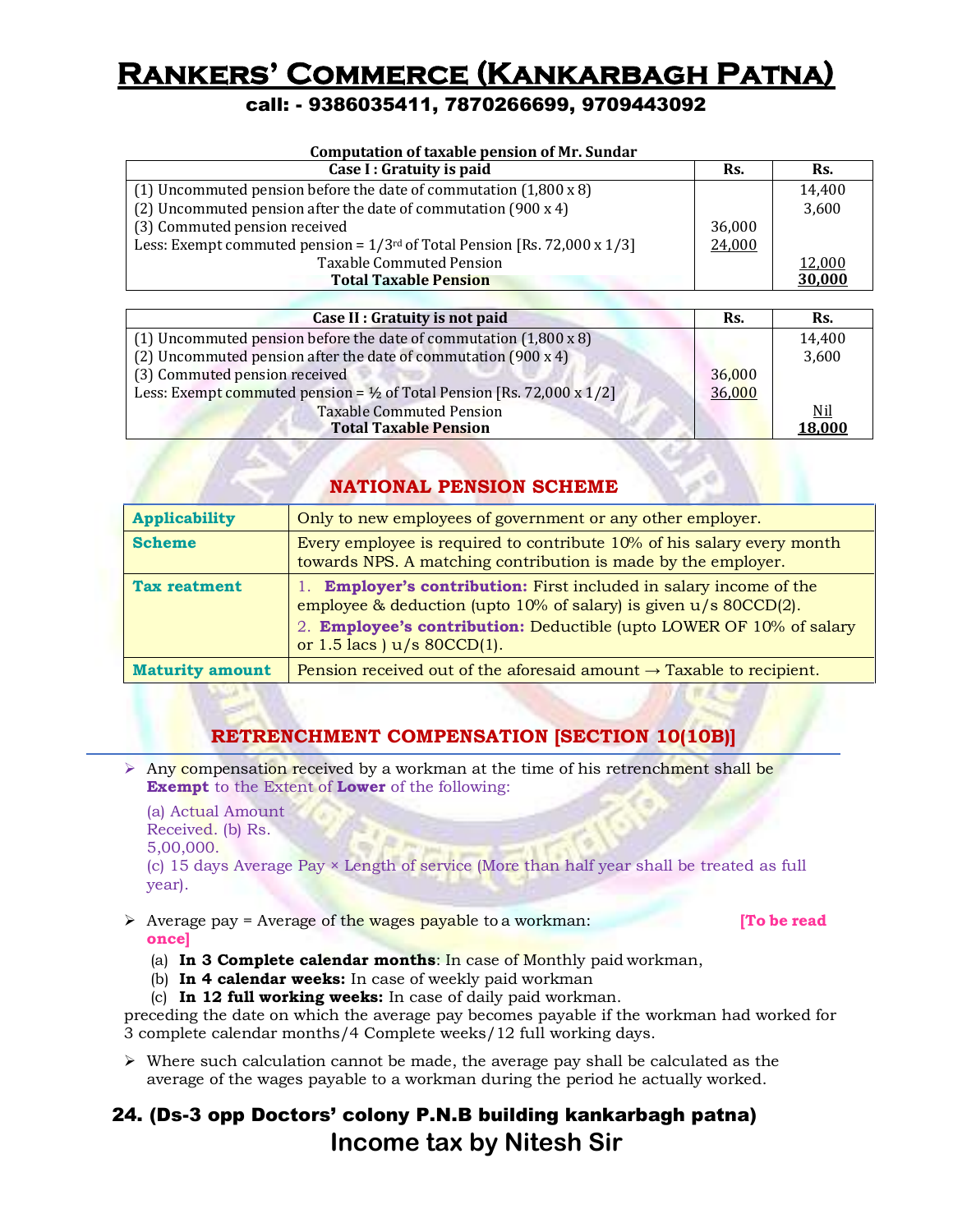**Computation of taxable pension of Mr. Sundar**

| Case I : Gratuity is paid | Rs. | Rs. |
|---|---|---|
| (1) Uncommuted pension before the date of commutation (1,800 x 8) | | 14,400 |
| (2) Uncommuted pension after the date of commutation (900 x 4) | | 3,600 |
| (3) Commuted pension received | 36,000 | |
| Less: Exempt commuted pension = 1/3rd of Total Pension [Rs. 72,000 x 1/3] | 24,000 | |
| Taxable Commuted Pension | | 12,000 |
| **Total Taxable Pension** | | **30,000** |

| Case II : Gratuity is not paid | Rs. | Rs. |
|---|---|---|
| (1) Uncommuted pension before the date of commutation (1,800 x 8) | | 14,400 |
| (2) Uncommuted pension after the date of commutation (900 x 4) | | 3,600 |
| (3) Commuted pension received | 36,000 | |
| Less: Exempt commuted pension = ½ of Total Pension [Rs. 72,000 x 1/2] | 36,000 | |
| Taxable Commuted Pension | | Nil |
| **Total Taxable Pension** | | **18,000** |

## NATIONAL PENSION SCHEME

| | |
|---|---|
| **Applicability** | Only to new employees of government or any other employer. |
| **Scheme** | Every employee is required to contribute 10% of his salary every month towards NPS. A matching contribution is made by the employer. |
| **Tax reatment** | 1. **Employer's contribution:** First included in salary income of the employee & deduction (upto 10% of salary) is given u/s 80CCD(2). 2. **Employee's contribution:** Deductible (upto LOWER OF 10% of salary or 1.5 lacs ) u/s 80CCD(1). |
| **Maturity amount** | Pension received out of the aforesaid amount → Taxable to recipient. |

## RETRENCHMENT COMPENSATION [SECTION 10(10B)]

- Any compensation received by a workman at the time of his retrenchment shall be **Exempt** to the Extent of **Lower** of the following:

  (a) Actual Amount Received. (b) Rs. 5,00,000.
  (c) 15 days Average Pay × Length of service (More than half year shall be treated as full year).

- Average pay = Average of the wages payable to a workman: **[To be read once]**
  - (a) **In 3 Complete calendar months**: In case of Monthly paid workman,
  - (b) **In 4 calendar weeks:** In case of weekly paid workman
  - (c) **In 12 full working weeks:** In case of daily paid workman.

preceding the date on which the average pay becomes payable if the workman had worked for 3 complete calendar months/4 Complete weeks/12 full working days.

- Where such calculation cannot be made, the average pay shall be calculated as the average of the wages payable to a workman during the period he actually worked.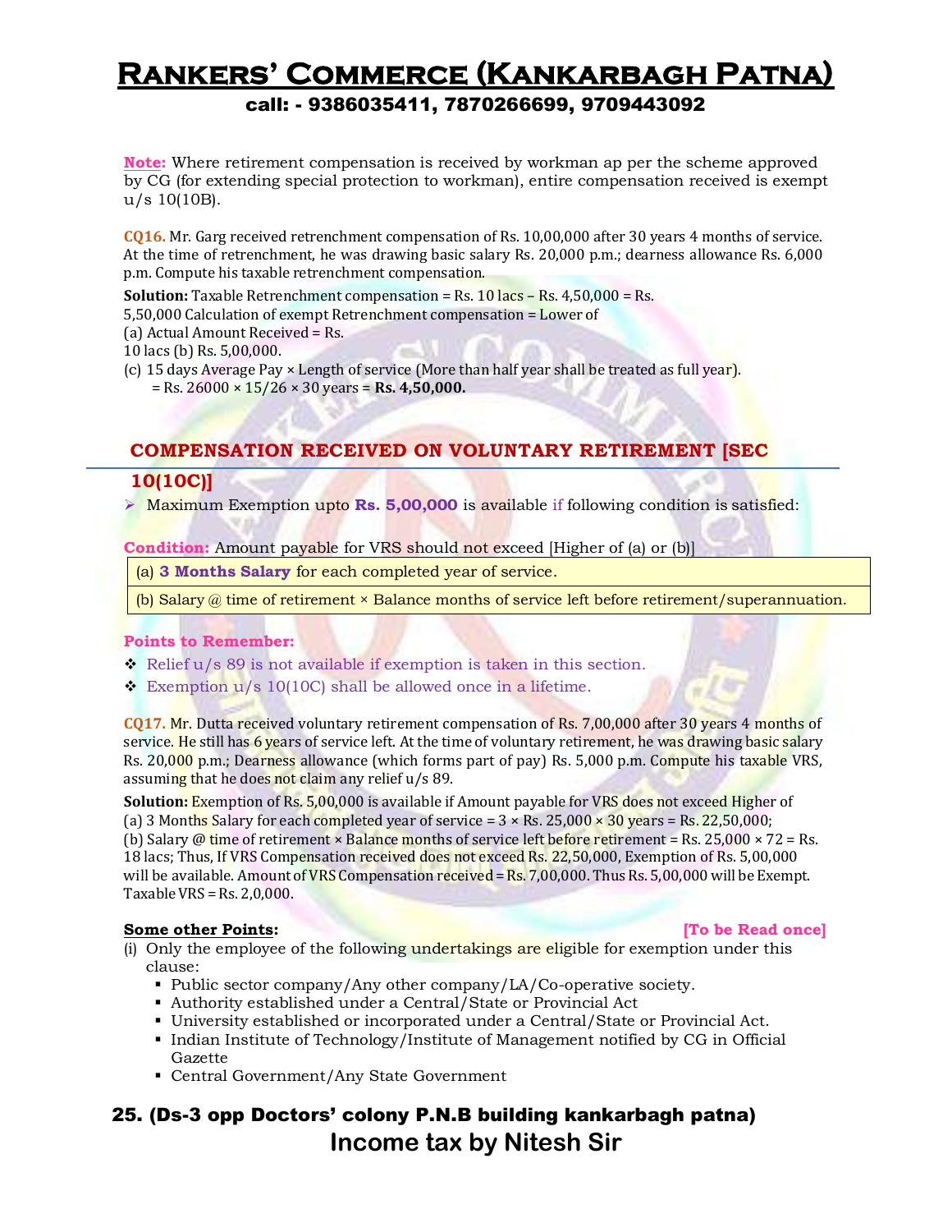**Note:** Where retirement compensation is received by workman ap per the scheme approved by CG (for extending special protection to workman), entire compensation received is exempt u/s 10(10B).

**CQ16.** Mr. Garg received retrenchment compensation of Rs. 10,00,000 after 30 years 4 months of service. At the time of retrenchment, he was drawing basic salary Rs. 20,000 p.m.; dearness allowance Rs. 6,000 p.m. Compute his taxable retrenchment compensation.

**Solution:** Taxable Retrenchment compensation = Rs. 10 lacs – Rs. 4,50,000 = Rs. 5,50,000 Calculation of exempt Retrenchment compensation = Lower of

(a) Actual Amount Received = Rs. 10 lacs (b) Rs. 5,00,000.

(c) 15 days Average Pay × Length of service (More than half year shall be treated as full year).
= Rs. 26000 × 15/26 × 30 years = **Rs. 4,50,000.**

## COMPENSATION RECEIVED ON VOLUNTARY RETIREMENT [SEC 10(10C)]

- Maximum Exemption upto **Rs. 5,00,000** is available if following condition is satisfied:

**Condition:** Amount payable for VRS should not exceed [Higher of (a) or (b)]

| |
|---|
| (a) **3 Months Salary** for each completed year of service. |
| (b) Salary @ time of retirement × Balance months of service left before retirement/superannuation. |

**Points to Remember:**

- Relief u/s 89 is not available if exemption is taken in this section.
- Exemption u/s 10(10C) shall be allowed once in a lifetime.

**CQ17.** Mr. Dutta received voluntary retirement compensation of Rs. 7,00,000 after 30 years 4 months of service. He still has 6 years of service left. At the time of voluntary retirement, he was drawing basic salary Rs. 20,000 p.m.; Dearness allowance (which forms part of pay) Rs. 5,000 p.m. Compute his taxable VRS, assuming that he does not claim any relief u/s 89.

**Solution:** Exemption of Rs. 5,00,000 is available if Amount payable for VRS does not exceed Higher of
(a) 3 Months Salary for each completed year of service = 3 × Rs. 25,000 × 30 years = Rs. 22,50,000;
(b) Salary @ time of retirement × Balance months of service left before retirement = Rs. 25,000 × 72 = Rs. 18 lacs; Thus, If VRS Compensation received does not exceed Rs. 22,50,000, Exemption of Rs. 5,00,000 will be available. Amount of VRS Compensation received = Rs. 7,00,000. Thus Rs. 5,00,000 will be Exempt. Taxable VRS = Rs. 2,0,000.

**Some other Points:** **[To be Read once]**

(i) Only the employee of the following undertakings are eligible for exemption under this clause:
  - Public sector company/Any other company/LA/Co-operative society.
  - Authority established under a Central/State or Provincial Act
  - University established or incorporated under a Central/State or Provincial Act.
  - Indian Institute of Technology/Institute of Management notified by CG in Official Gazette
  - Central Government/Any State Government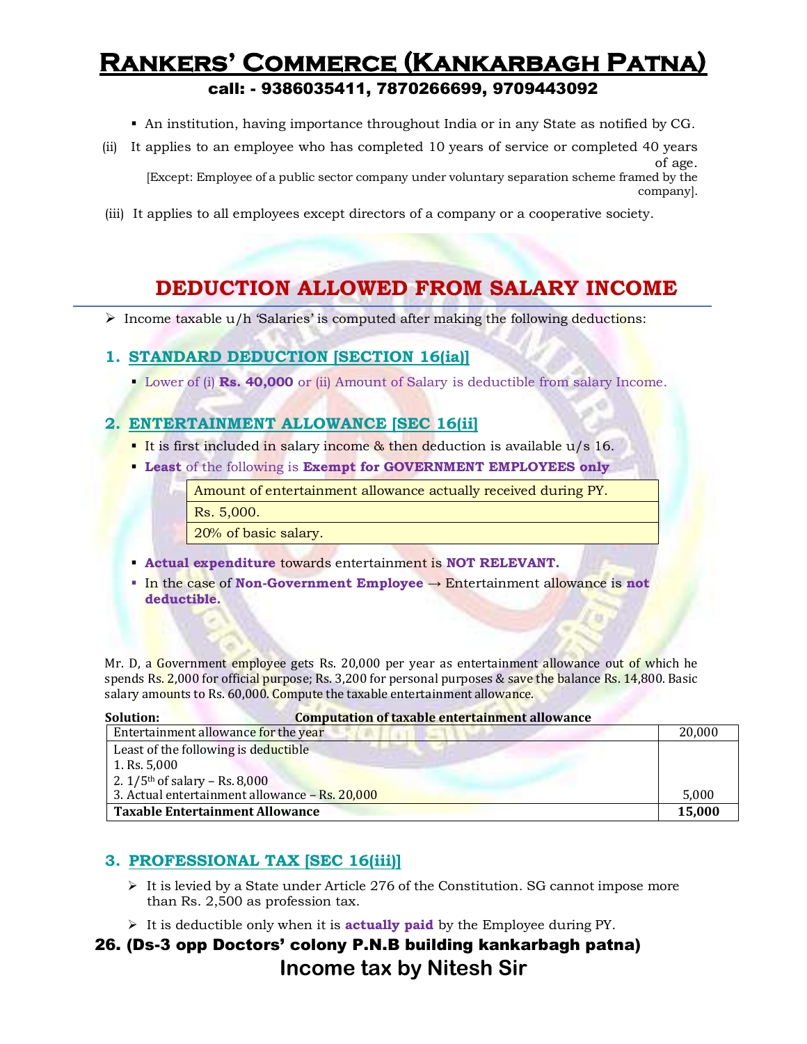- An institution, having importance throughout India or in any State as notified by CG.

(ii) It applies to an employee who has completed 10 years of service or completed 40 years of age.
[Except: Employee of a public sector company under voluntary separation scheme framed by the company].

(iii) It applies to all employees except directors of a company or a cooperative society.

# DEDUCTION ALLOWED FROM SALARY INCOME

➢ Income taxable u/h 'Salaries' is computed after making the following deductions:

## 1. STANDARD DEDUCTION [SECTION 16(ia)]

- Lower of (i) **Rs. 40,000** or (ii) Amount of Salary is deductible from salary Income.

## 2. ENTERTAINMENT ALLOWANCE [SEC 16(ii)]

- It is first included in salary income & then deduction is available u/s 16.
- **Least** of the following is **Exempt for GOVERNMENT EMPLOYEES only**

| |
|---|
| Amount of entertainment allowance actually received during PY. |
| Rs. 5,000. |
| 20% of basic salary. |

- **Actual expenditure** towards entertainment is **NOT RELEVANT.**
- In the case of **Non-Government Employee** → Entertainment allowance is **not deductible.**

Mr. D, a Government employee gets Rs. 20,000 per year as entertainment allowance out of which he spends Rs. 2,000 for official purpose; Rs. 3,200 for personal purposes & save the balance Rs. 14,800. Basic salary amounts to Rs. 60,000. Compute the taxable entertainment allowance.

**Solution:** **Computation of taxable entertainment allowance**

| | |
|---|---|
| Entertainment allowance for the year | 20,000 |
| Least of the following is deductible<br>1. Rs. 5,000<br>2. 1/5th of salary – Rs. 8,000<br>3. Actual entertainment allowance – Rs. 20,000 | 5,000 |
| **Taxable Entertainment Allowance** | **15,000** |

## 3. PROFESSIONAL TAX [SEC 16(iii)]

➢ It is levied by a State under Article 276 of the Constitution. SG cannot impose more than Rs. 2,500 as profession tax.

➢ It is deductible only when it is **actually paid** by the Employee during PY.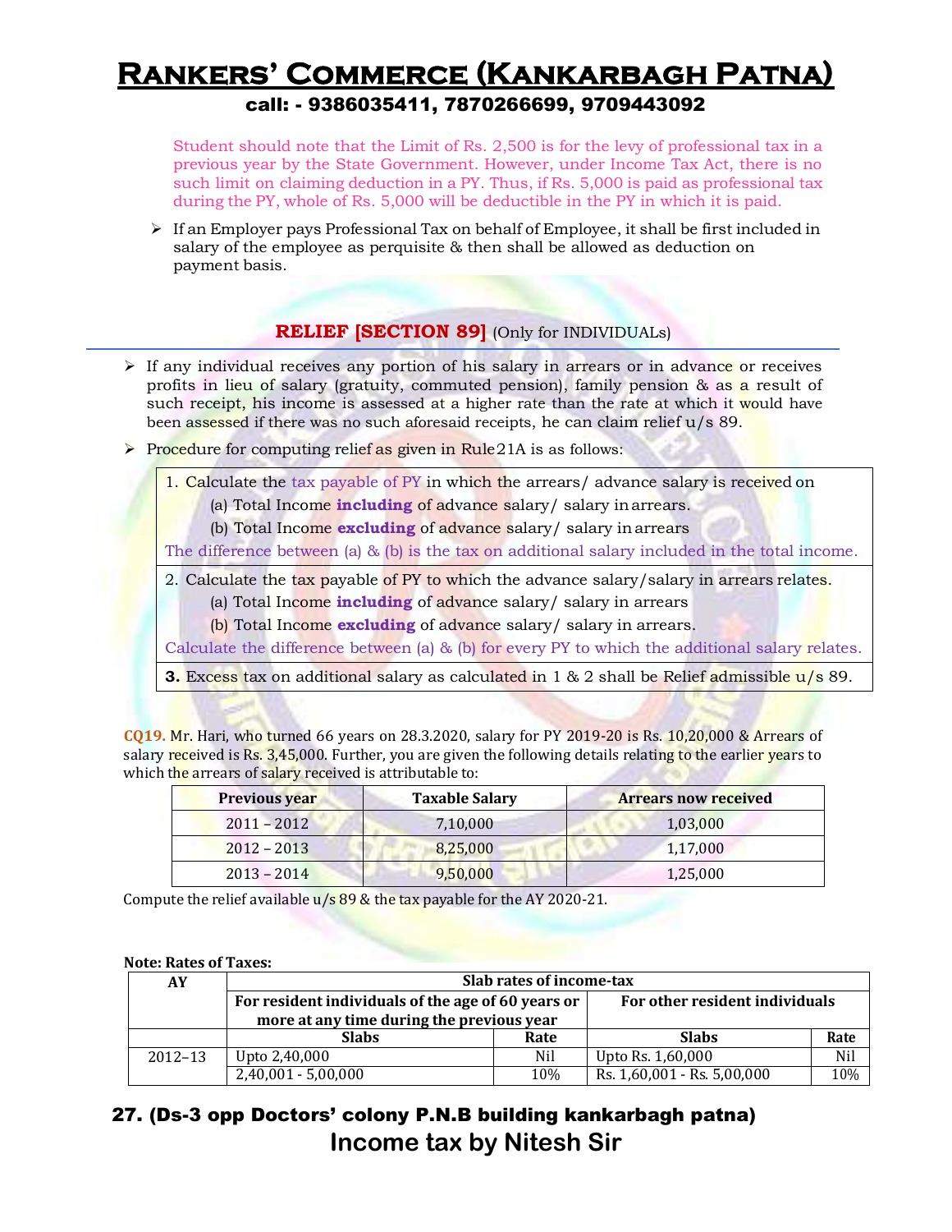Student should note that the Limit of Rs. 2,500 is for the levy of professional tax in a previous year by the State Government. However, under Income Tax Act, there is no such limit on claiming deduction in a PY. Thus, if Rs. 5,000 is paid as professional tax during the PY, whole of Rs. 5,000 will be deductible in the PY in which it is paid.

- If an Employer pays Professional Tax on behalf of Employee, it shall be first included in salary of the employee as perquisite & then shall be allowed as deduction on payment basis.

## RELIEF [SECTION 89] (Only for INDIVIDUALs)

- If any individual receives any portion of his salary in arrears or in advance or receives profits in lieu of salary (gratuity, commuted pension), family pension & as a result of such receipt, his income is assessed at a higher rate than the rate at which it would have been assessed if there was no such aforesaid receipts, he can claim relief u/s 89.
- Procedure for computing relief as given in Rule21A is as follows:

| |
|---|
| 1. Calculate the tax payable of PY in which the arrears/ advance salary is received on<br>(a) Total Income **including** of advance salary/ salary in arrears.<br>(b) Total Income **excluding** of advance salary/ salary in arrears<br>The difference between (a) & (b) is the tax on additional salary included in the total income. |
| 2. Calculate the tax payable of PY to which the advance salary/salary in arrears relates.<br>(a) Total Income **including** of advance salary/ salary in arrears<br>(b) Total Income **excluding** of advance salary/ salary in arrears.<br>Calculate the difference between (a) & (b) for every PY to which the additional salary relates. |
| **3.** Excess tax on additional salary as calculated in 1 & 2 shall be Relief admissible u/s 89. |

**CQ19.** Mr. Hari, who turned 66 years on 28.3.2020, salary for PY 2019-20 is Rs. 10,20,000 & Arrears of salary received is Rs. 3,45,000. Further, you are given the following details relating to the earlier years to which the arrears of salary received is attributable to:

| Previous year | Taxable Salary | Arrears now received |
|---|---|---|
| 2011 – 2012 | 7,10,000 | 1,03,000 |
| 2012 – 2013 | 8,25,000 | 1,17,000 |
| 2013 – 2014 | 9,50,000 | 1,25,000 |

Compute the relief available u/s 89 & the tax payable for the AY 2020-21.

**Note: Rates of Taxes:**

| AY | Slab rates of income-tax | | | |
|---|---|---|---|---|
| | For resident individuals of the age of 60 years or more at any time during the previous year | | For other resident individuals | |
| | **Slabs** | **Rate** | **Slabs** | **Rate** |
| 2012–13 | Upto 2,40,000 | Nil | Upto Rs. 1,60,000 | Nil |
| | 2,40,001 - 5,00,000 | 10% | Rs. 1,60,001 - Rs. 5,00,000 | 10% |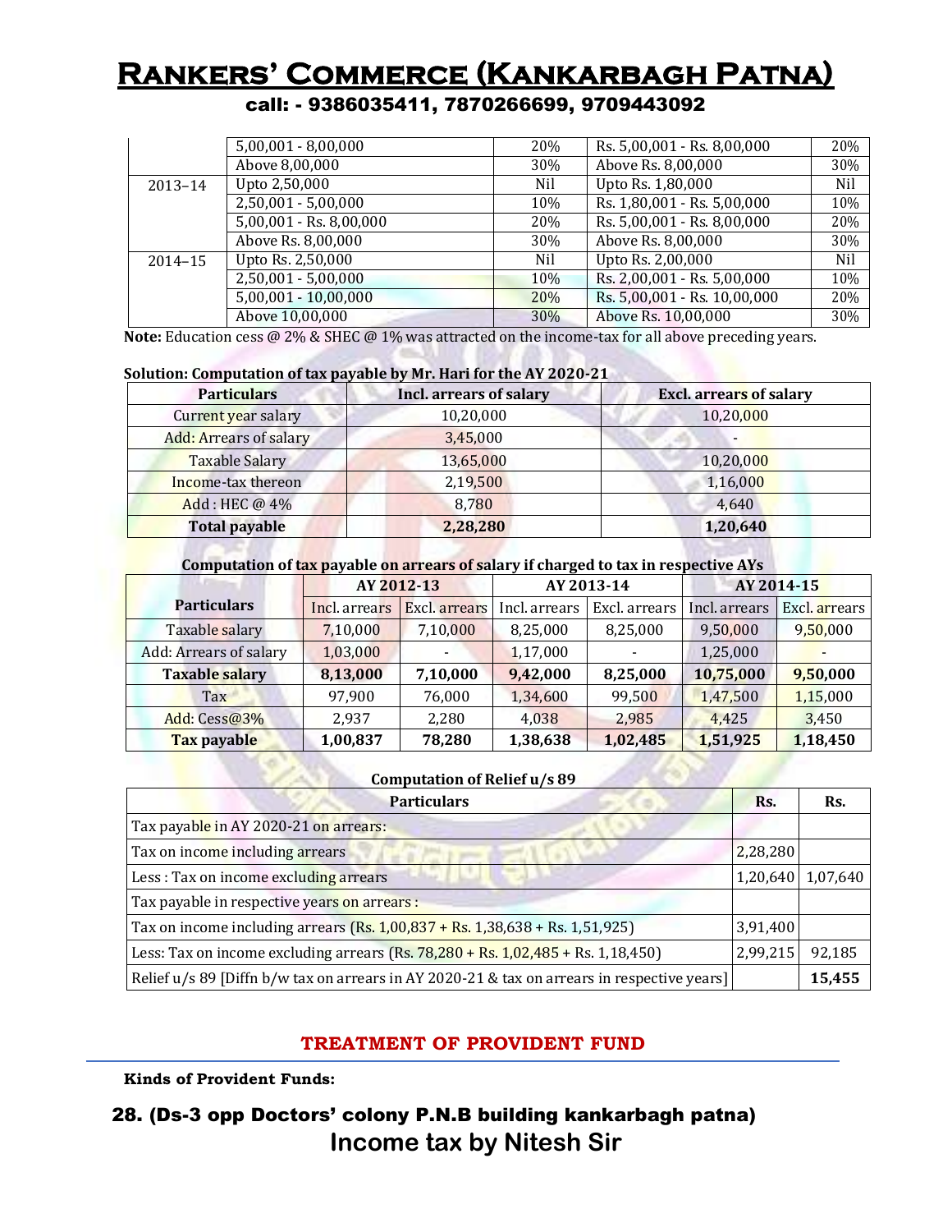| | | | | |
|---|---|---|---|---|
| | 5,00,001 - 8,00,000 | 20% | Rs. 5,00,001 - Rs. 8,00,000 | 20% |
| | Above 8,00,000 | 30% | Above Rs. 8,00,000 | 30% |
| 2013–14 | Upto 2,50,000 | Nil | Upto Rs. 1,80,000 | Nil |
| | 2,50,001 - 5,00,000 | 10% | Rs. 1,80,001 - Rs. 5,00,000 | 10% |
| | 5,00,001 - Rs. 8,00,000 | 20% | Rs. 5,00,001 - Rs. 8,00,000 | 20% |
| | Above Rs. 8,00,000 | 30% | Above Rs. 8,00,000 | 30% |
| 2014–15 | Upto Rs. 2,50,000 | Nil | Upto Rs. 2,00,000 | Nil |
| | 2,50,001 - 5,00,000 | 10% | Rs. 2,00,001 - Rs. 5,00,000 | 10% |
| | 5,00,001 - 10,00,000 | 20% | Rs. 5,00,001 - Rs. 10,00,000 | 20% |
| | Above 10,00,000 | 30% | Above Rs. 10,00,000 | 30% |

**Note:** Education cess @ 2% & SHEC @ 1% was attracted on the income-tax for all above preceding years.

**Solution: Computation of tax payable by Mr. Hari for the AY 2020-21**

| Particulars | Incl. arrears of salary | Excl. arrears of salary |
|---|---|---|
| Current year salary | 10,20,000 | 10,20,000 |
| Add: Arrears of salary | 3,45,000 | - |
| Taxable Salary | 13,65,000 | 10,20,000 |
| Income-tax thereon | 2,19,500 | 1,16,000 |
| Add : HEC @ 4% | 8,780 | 4,640 |
| **Total payable** | **2,28,280** | **1,20,640** |

**Computation of tax payable on arrears of salary if charged to tax in respective AYs**

| Particulars | AY 2012-13 | | AY 2013-14 | | AY 2014-15 | |
|---|---|---|---|---|---|---|
| | Incl. arrears | Excl. arrears | Incl. arrears | Excl. arrears | Incl. arrears | Excl. arrears |
| Taxable salary | 7,10,000 | 7,10,000 | 8,25,000 | 8,25,000 | 9,50,000 | 9,50,000 |
| Add: Arrears of salary | 1,03,000 | - | 1,17,000 | - | 1,25,000 | - |
| **Taxable salary** | **8,13,000** | **7,10,000** | **9,42,000** | **8,25,000** | **10,75,000** | **9,50,000** |
| Tax | 97,900 | 76,000 | 1,34,600 | 99,500 | 1,47,500 | 1,15,000 |
| Add: Cess@3% | 2,937 | 2,280 | 4,038 | 2,985 | 4,425 | 3,450 |
| **Tax payable** | **1,00,837** | **78,280** | **1,38,638** | **1,02,485** | **1,51,925** | **1,18,450** |

**Computation of Relief u/s 89**

| Particulars | Rs. | Rs. |
|---|---|---|
| Tax payable in AY 2020-21 on arrears: | | |
| Tax on income including arrears | 2,28,280 | |
| Less : Tax on income excluding arrears | 1,20,640 | 1,07,640 |
| Tax payable in respective years on arrears : | | |
| Tax on income including arrears (Rs. 1,00,837 + Rs. 1,38,638 + Rs. 1,51,925) | 3,91,400 | |
| Less: Tax on income excluding arrears (Rs. 78,280 + Rs. 1,02,485 + Rs. 1,18,450) | 2,99,215 | 92,185 |
| Relief u/s 89 [Diffn b/w tax on arrears in AY 2020-21 & tax on arrears in respective years] | | **15,455** |

## TREATMENT OF PROVIDENT FUND

**Kinds of Provident Funds:**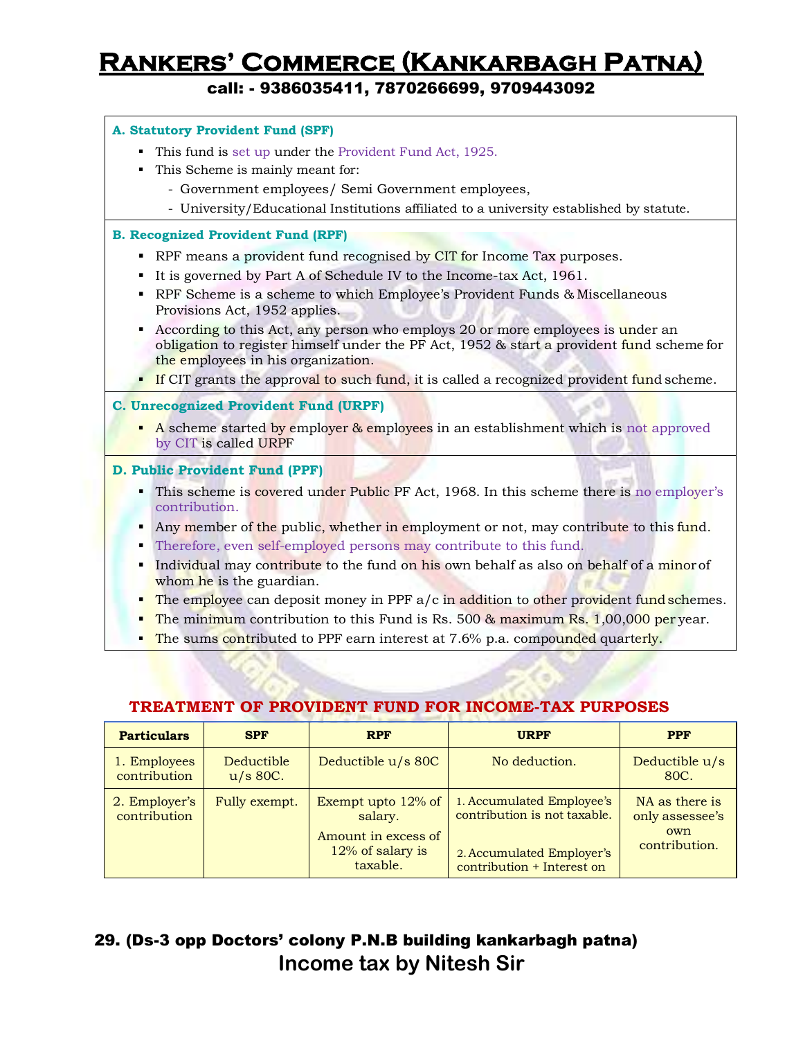## A. Statutory Provident Fund (SPF)

- This fund is set up under the Provident Fund Act, 1925.
- This Scheme is mainly meant for:
  - Government employees/ Semi Government employees,
  - University/Educational Institutions affiliated to a university established by statute.

## B. Recognized Provident Fund (RPF)

- RPF means a provident fund recognised by CIT for Income Tax purposes.
- It is governed by Part A of Schedule IV to the Income-tax Act, 1961.
- RPF Scheme is a scheme to which Employee's Provident Funds & Miscellaneous Provisions Act, 1952 applies.
- According to this Act, any person who employs 20 or more employees is under an obligation to register himself under the PF Act, 1952 & start a provident fund scheme for the employees in his organization.
- If CIT grants the approval to such fund, it is called a recognized provident fund scheme.

## C. Unrecognized Provident Fund (URPF)

- A scheme started by employer & employees in an establishment which is not approved by CIT is called URPF

## D. Public Provident Fund (PPF)

- This scheme is covered under Public PF Act, 1968. In this scheme there is no employer's contribution.
- Any member of the public, whether in employment or not, may contribute to this fund.
- Therefore, even self-employed persons may contribute to this fund.
- Individual may contribute to the fund on his own behalf as also on behalf of a minor of whom he is the guardian.
- The employee can deposit money in PPF a/c in addition to other provident fund schemes.
- The minimum contribution to this Fund is Rs. 500 & maximum Rs. 1,00,000 per year.
- The sums contributed to PPF earn interest at 7.6% p.a. compounded quarterly.

## TREATMENT OF PROVIDENT FUND FOR INCOME-TAX PURPOSES

| Particulars | SPF | RPF | URPF | PPF |
|---|---|---|---|---|
| 1. Employees contribution | Deductible u/s 80C. | Deductible u/s 80C | No deduction. | Deductible u/s 80C. |
| 2. Employer's contribution | Fully exempt. | Exempt upto 12% of salary. Amount in excess of 12% of salary is taxable. | 1. Accumulated Employee's contribution is not taxable. 2. Accumulated Employer's contribution + Interest on | NA as there is only assessee's own contribution. |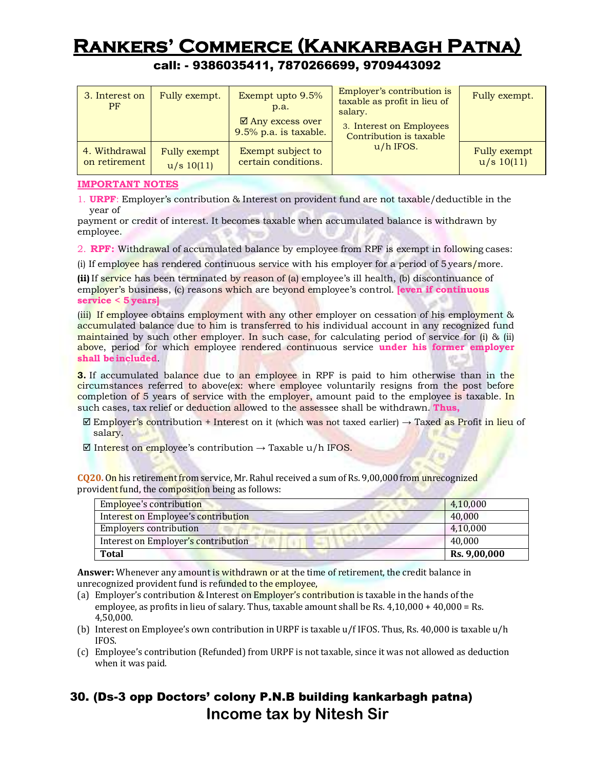| 3. Interest on PF | Fully exempt. | Exempt upto 9.5% p.a. ☑ Any excess over 9.5% p.a. is taxable. | Employer's contribution is taxable as profit in lieu of salary. 3. Interest on Employees Contribution is taxable u/h IFOS. | Fully exempt. |
|---|---|---|---|---|
| 4. Withdrawal on retirement | Fully exempt u/s 10(11) | Exempt subject to certain conditions. | | Fully exempt u/s 10(11) |

**IMPORTANT NOTES**

1. **URPF**: Employer's contribution & Interest on provident fund are not taxable/deductible in the year of payment or credit of interest. It becomes taxable when accumulated balance is withdrawn by employee.

2. **RPF:** Withdrawal of accumulated balance by employee from RPF is exempt in following cases:

(i) If employee has rendered continuous service with his employer for a period of 5 years/more.

**(ii)** If service has been terminated by reason of (a) employee's ill health, (b) discontinuance of employer's business, (c) reasons which are beyond employee's control. **[even if continuous service < 5 years]**

(iii) If employee obtains employment with any other employer on cessation of his employment & accumulated balance due to him is transferred to his individual account in any recognized fund maintained by such other employer. In such case, for calculating period of service for (i) & (ii) above, period for which employee rendered continuous service **under his former employer shall be included**.

**3.** If accumulated balance due to an employee in RPF is paid to him otherwise than in the circumstances referred to above(ex: where employee voluntarily resigns from the post before completion of 5 years of service with the employer, amount paid to the employee is taxable. In such cases, tax relief or deduction allowed to the assessee shall be withdrawn. **Thus,**

- ☑ Employer's contribution + Interest on it (which was not taxed earlier) → Taxed as Profit in lieu of salary.
- ☑ Interest on employee's contribution → Taxable u/h IFOS.

**CQ20.** On his retirement from service, Mr. Rahul received a sum of Rs. 9,00,000 from unrecognized provident fund, the composition being as follows:

| | |
|---|---|
| Employee's contribution | 4,10,000 |
| Interest on Employee's contribution | 40,000 |
| Employers contribution | 4,10,000 |
| Interest on Employer's contribution | 40,000 |
| **Total** | **Rs. 9,00,000** |

**Answer:** Whenever any amount is withdrawn or at the time of retirement, the credit balance in unrecognized provident fund is refunded to the employee,

(a) Employer's contribution & Interest on Employer's contribution is taxable in the hands of the employee, as profits in lieu of salary. Thus, taxable amount shall be Rs. 4,10,000 + 40,000 = Rs. 4,50,000.

(b) Interest on Employee's own contribution in URPF is taxable u/f IFOS. Thus, Rs. 40,000 is taxable u/h IFOS.

(c) Employee's contribution (Refunded) from URPF is not taxable, since it was not allowed as deduction when it was paid.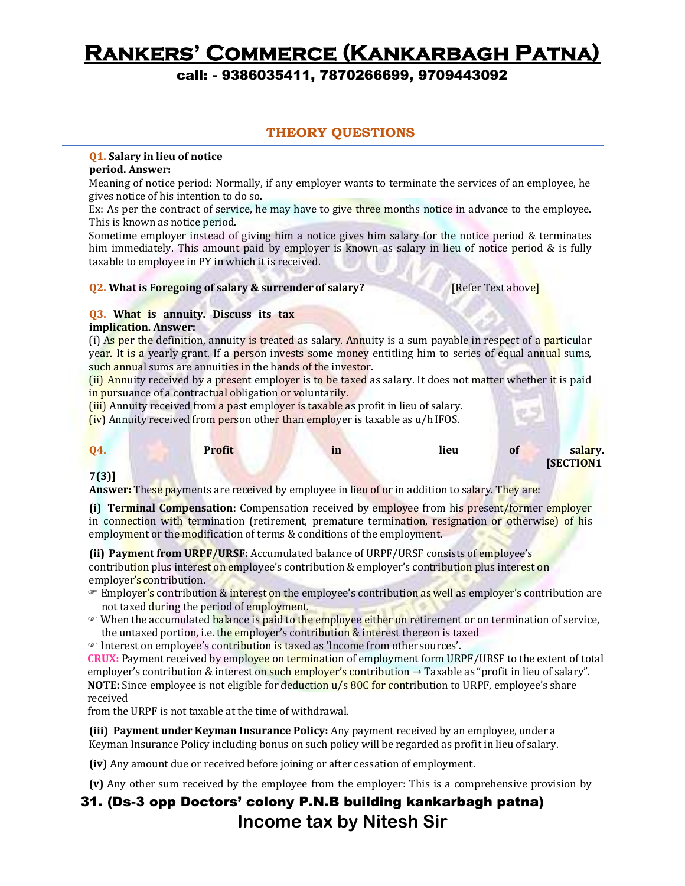## THEORY QUESTIONS

**Q1. Salary in lieu of notice period. Answer:**

Meaning of notice period: Normally, if any employer wants to terminate the services of an employee, he gives notice of his intention to do so.

Ex: As per the contract of service, he may have to give three months notice in advance to the employee. This is known as notice period.

Sometime employer instead of giving him a notice gives him salary for the notice period & terminates him immediately. This amount paid by employer is known as salary in lieu of notice period & is fully taxable to employee in PY in which it is received.

**Q2. What is Foregoing of salary & surrender of salary?** [Refer Text above]

**Q3. What is annuity. Discuss its tax implication. Answer:**

(i) As per the definition, annuity is treated as salary. Annuity is a sum payable in respect of a particular year. It is a yearly grant. If a person invests some money entitling him to series of equal annual sums, such annual sums are annuities in the hands of the investor.

(ii) Annuity received by a present employer is to be taxed as salary. It does not matter whether it is paid in pursuance of a contractual obligation or voluntarily.

(iii) Annuity received from a past employer is taxable as profit in lieu of salary.

(iv) Annuity received from person other than employer is taxable as u/h IFOS.

**Q4. Profit in lieu of salary. [SECTION17(3)]**

**Answer:** These payments are received by employee in lieu of or in addition to salary. They are:

**(i) Terminal Compensation:** Compensation received by employee from his present/former employer in connection with termination (retirement, premature termination, resignation or otherwise) of his employment or the modification of terms & conditions of the employment.

**(ii) Payment from URPF/URSF:** Accumulated balance of URPF/URSF consists of employee's contribution plus interest on employee's contribution & employer's contribution plus interest on employer's contribution.

- ☞ Employer's contribution & interest on the employee's contribution as well as employer's contribution are not taxed during the period of employment.
- ☞ When the accumulated balance is paid to the employee either on retirement or on termination of service, the untaxed portion, i.e. the employer's contribution & interest thereon is taxed
- ☞ Interest on employee's contribution is taxed as 'Income from other sources'.

**CRUX:** Payment received by employee on termination of employment form URPF/URSF to the extent of total employer's contribution & interest on such employer's contribution → Taxable as "profit in lieu of salary".

**NOTE:** Since employee is not eligible for deduction u/s 80C for contribution to URPF, employee's share received from the URPF is not taxable at the time of withdrawal.

**(iii) Payment under Keyman Insurance Policy:** Any payment received by an employee, under a Keyman Insurance Policy including bonus on such policy will be regarded as profit in lieu of salary.

**(iv)** Any amount due or received before joining or after cessation of employment.

**(v)** Any other sum received by the employee from the employer: This is a comprehensive provision by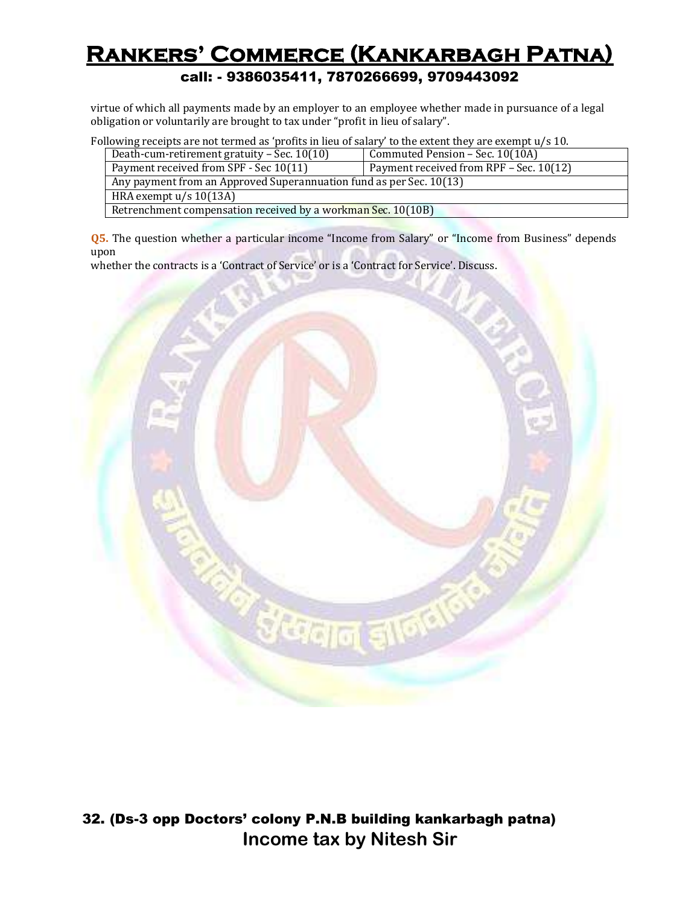virtue of which all payments made by an employer to an employee whether made in pursuance of a legal obligation or voluntarily are brought to tax under "profit in lieu of salary".

Following receipts are not termed as 'profits in lieu of salary' to the extent they are exempt u/s 10.

| | |
|---|---|
| Death-cum-retirement gratuity – Sec. 10(10) | Commuted Pension – Sec. 10(10A) |
| Payment received from SPF - Sec 10(11) | Payment received from RPF – Sec. 10(12) |
| Any payment from an Approved Superannuation fund as per Sec. 10(13) | |
| HRA exempt u/s 10(13A) | |
| Retrenchment compensation received by a workman Sec. 10(10B) | |

**Q5.** The question whether a particular income "Income from Salary" or "Income from Business" depends upon
whether the contracts is a 'Contract of Service' or is a 'Contract for Service'. Discuss.